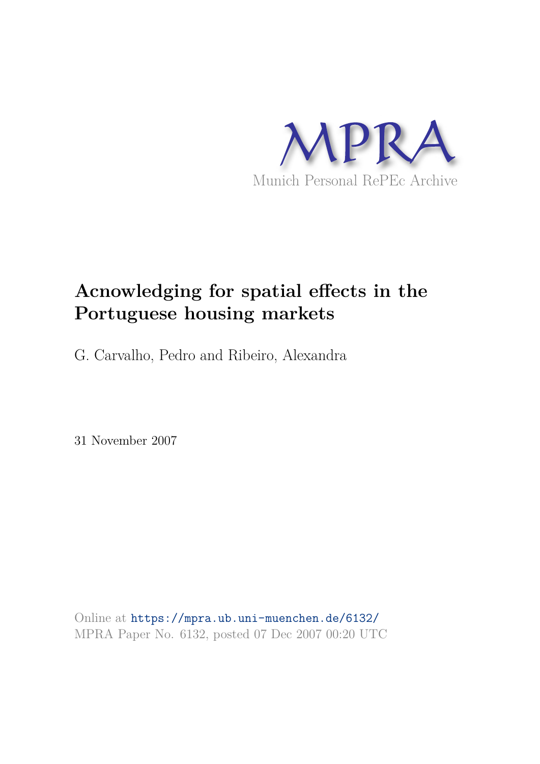MPRA

Munich Personal RePEc Archive

# Acnowledging for spatial effects in the Portuguese housing markets

G. Carvalho, Pedro and Ribeiro, Alexandra

31 November 2007

Online at https://mpra.ub.uni-muenchen.de/6132/
MPRA Paper No. 6132, posted 07 Dec 2007 00:20 UTC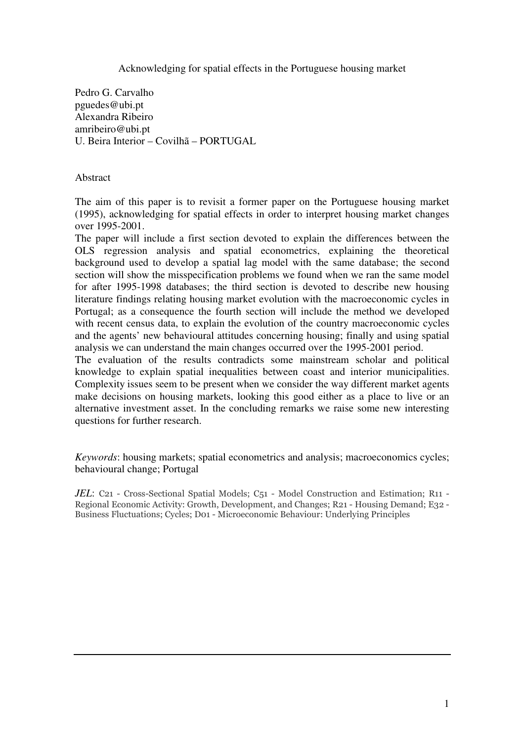Acknowledging for spatial effects in the Portuguese housing market

Pedro G. Carvalho
pguedes@ubi.pt
Alexandra Ribeiro
amribeiro@ubi.pt
U. Beira Interior – Covilhã – PORTUGAL

Abstract

The aim of this paper is to revisit a former paper on the Portuguese housing market (1995), acknowledging for spatial effects in order to interpret housing market changes over 1995-2001.

The paper will include a first section devoted to explain the differences between the OLS regression analysis and spatial econometrics, explaining the theoretical background used to develop a spatial lag model with the same database; the second section will show the misspecification problems we found when we ran the same model for after 1995-1998 databases; the third section is devoted to describe new housing literature findings relating housing market evolution with the macroeconomic cycles in Portugal; as a consequence the fourth section will include the method we developed with recent census data, to explain the evolution of the country macroeconomic cycles and the agents' new behavioural attitudes concerning housing; finally and using spatial analysis we can understand the main changes occurred over the 1995-2001 period.

The evaluation of the results contradicts some mainstream scholar and political knowledge to explain spatial inequalities between coast and interior municipalities. Complexity issues seem to be present when we consider the way different market agents make decisions on housing markets, looking this good either as a place to live or an alternative investment asset. In the concluding remarks we raise some new interesting questions for further research.

*Keywords*: housing markets; spatial econometrics and analysis; macroeconomics cycles; behavioural change; Portugal

*JEL*: C21 - Cross-Sectional Spatial Models; C51 - Model Construction and Estimation; R11 - Regional Economic Activity: Growth, Development, and Changes; R21 - Housing Demand; E32 - Business Fluctuations; Cycles; D01 - Microeconomic Behaviour: Underlying Principles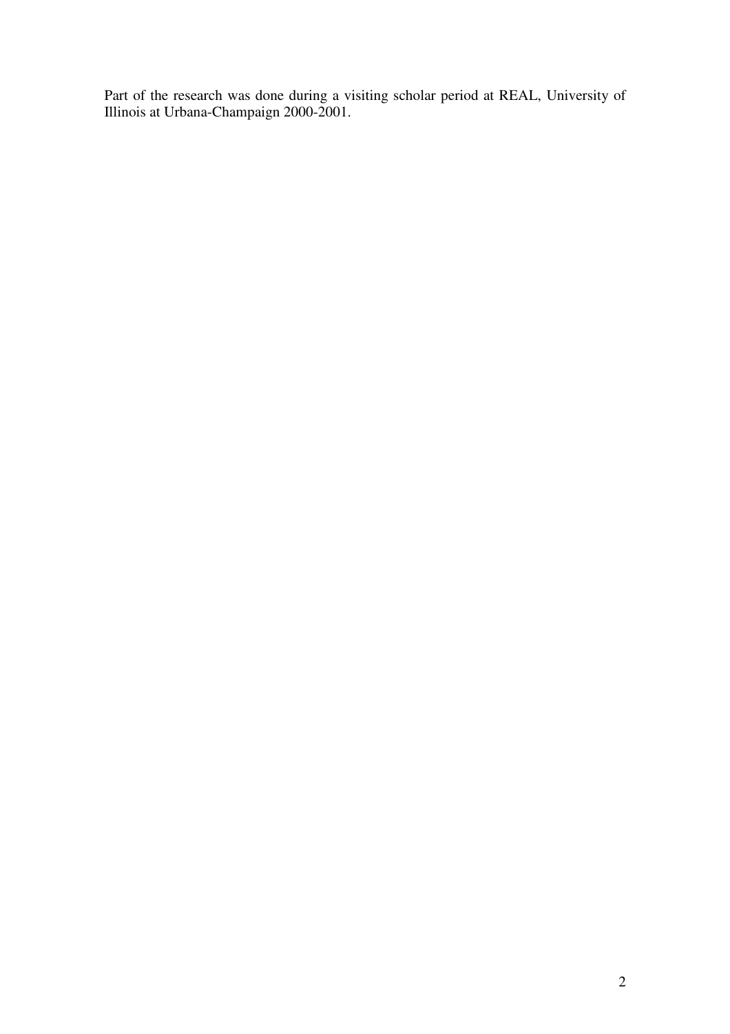Part of the research was done during a visiting scholar period at REAL, University of Illinois at Urbana-Champaign 2000-2001.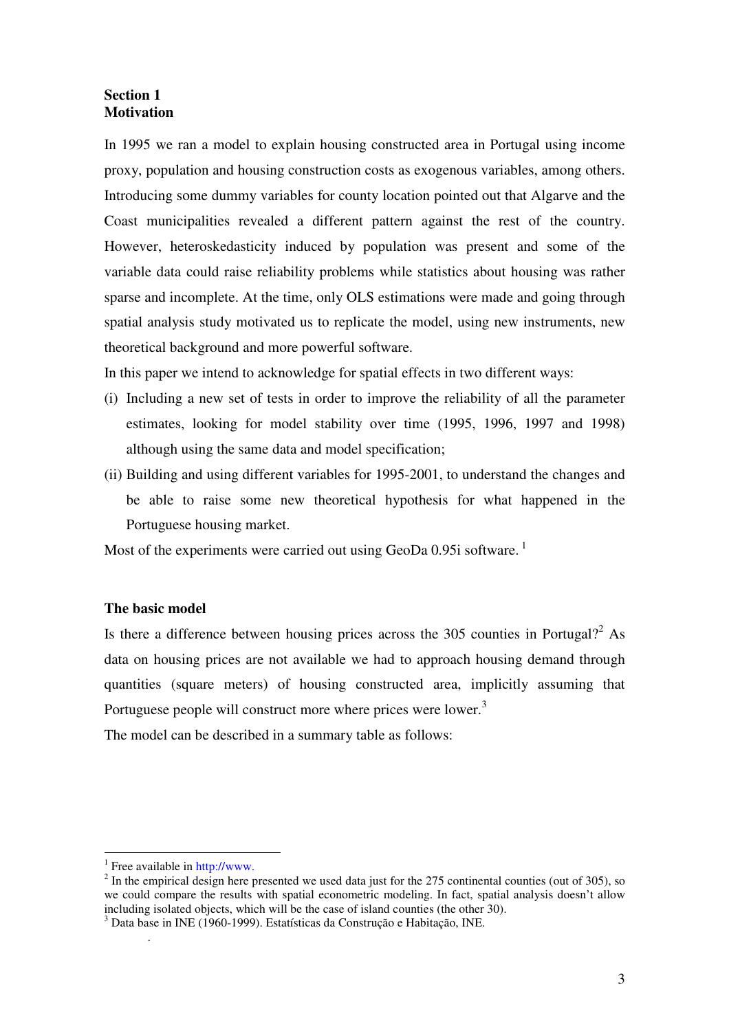## Section 1
## Motivation

In 1995 we ran a model to explain housing constructed area in Portugal using income proxy, population and housing construction costs as exogenous variables, among others. Introducing some dummy variables for county location pointed out that Algarve and the Coast municipalities revealed a different pattern against the rest of the country. However, heteroskedasticity induced by population was present and some of the variable data could raise reliability problems while statistics about housing was rather sparse and incomplete. At the time, only OLS estimations were made and going through spatial analysis study motivated us to replicate the model, using new instruments, new theoretical background and more powerful software.

In this paper we intend to acknowledge for spatial effects in two different ways:

(i) Including a new set of tests in order to improve the reliability of all the parameter estimates, looking for model stability over time (1995, 1996, 1997 and 1998) although using the same data and model specification;

(ii) Building and using different variables for 1995-2001, to understand the changes and be able to raise some new theoretical hypothesis for what happened in the Portuguese housing market.

Most of the experiments were carried out using GeoDa 0.95i software. [1]

### The basic model

Is there a difference between housing prices across the 305 counties in Portugal?[2] As data on housing prices are not available we had to approach housing demand through quantities (square meters) of housing constructed area, implicitly assuming that Portuguese people will construct more where prices were lower.[3]

The model can be described in a summary table as follows:

---

[1] Free available in http://www.

[2] In the empirical design here presented we used data just for the 275 continental counties (out of 305), so we could compare the results with spatial econometric modeling. In fact, spatial analysis doesn't allow including isolated objects, which will be the case of island counties (the other 30).

[3] Data base in INE (1960-1999). Estatísticas da Construção e Habitação, INE.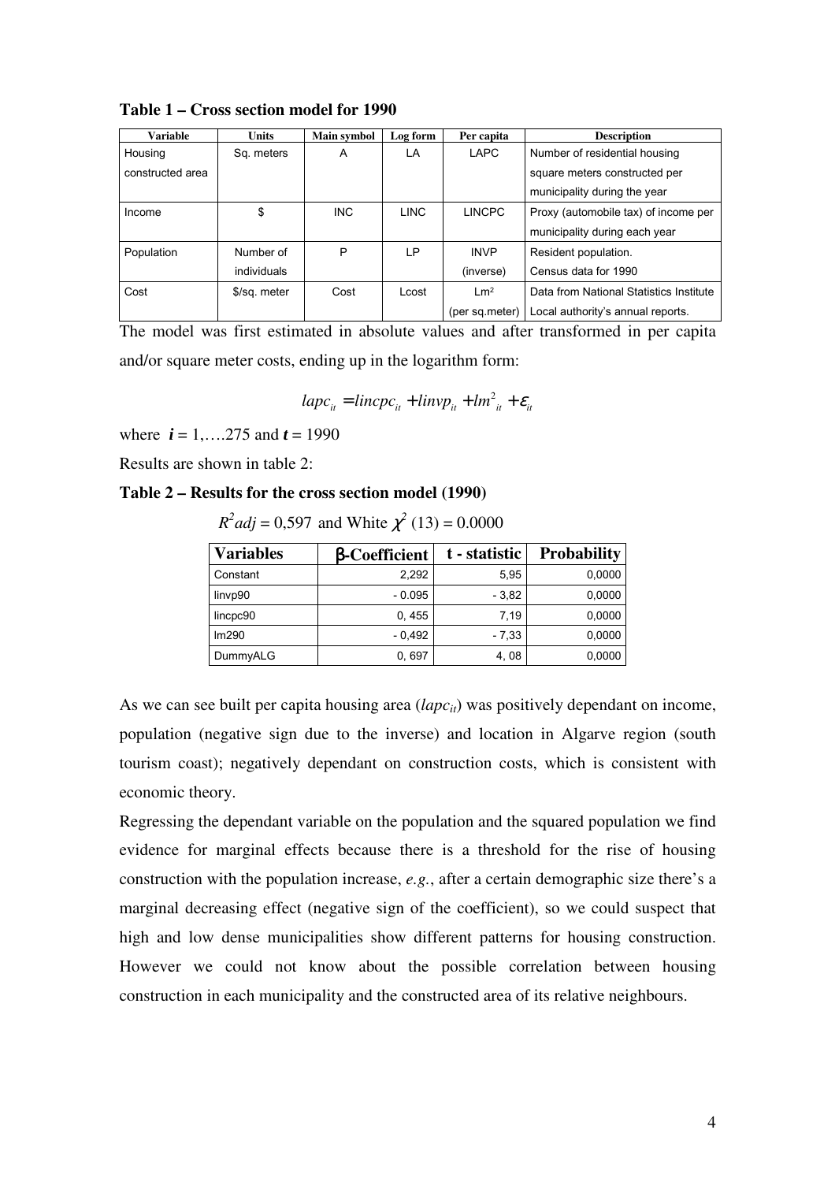**Table 1 – Cross section model for 1990**

| Variable | Units | Main symbol | Log form | Per capita | Description |
|---|---|---|---|---|---|
| Housing constructed area | Sq. meters | A | LA | LAPC | Number of residential housing square meters constructed per municipality during the year |
| Income | $ | INC | LINC | LINCPC | Proxy (automobile tax) of income per municipality during each year |
| Population | Number of individuals | P | LP | INVP (inverse) | Resident population. Census data for 1990 |
| Cost | $/sq. meter | Cost | Lcost | Lm² (per sq.meter) | Data from National Statistics Institute Local authority's annual reports. |

The model was first estimated in absolute values and after transformed in per capita and/or square meter costs, ending up in the logarithm form:

$$lapc_{it} = lincpc_{it} + linvp_{it} + lm^2{}_{it} + \varepsilon_{it}$$

where $i = 1,\ldots.275$ and $t = 1990$

Results are shown in table 2:

**Table 2 – Results for the cross section model (1990)**

$R^2adj = 0{,}597$ and White $\chi^2$ (13) = 0.0000

| Variables | β-Coefficient | t - statistic | Probability |
|---|---|---|---|
| Constant | 2,292 | 5,95 | 0,0000 |
| linvp90 | - 0.095 | - 3,82 | 0,0000 |
| lincpc90 | 0, 455 | 7,19 | 0,0000 |
| lm290 | - 0,492 | - 7,33 | 0,0000 |
| DummyALG | 0, 697 | 4, 08 | 0,0000 |

As we can see built per capita housing area ($lapc_{it}$) was positively dependant on income, population (negative sign due to the inverse) and location in Algarve region (south tourism coast); negatively dependant on construction costs, which is consistent with economic theory.

Regressing the dependant variable on the population and the squared population we find evidence for marginal effects because there is a threshold for the rise of housing construction with the population increase, *e.g.*, after a certain demographic size there's a marginal decreasing effect (negative sign of the coefficient), so we could suspect that high and low dense municipalities show different patterns for housing construction. However we could not know about the possible correlation between housing construction in each municipality and the constructed area of its relative neighbours.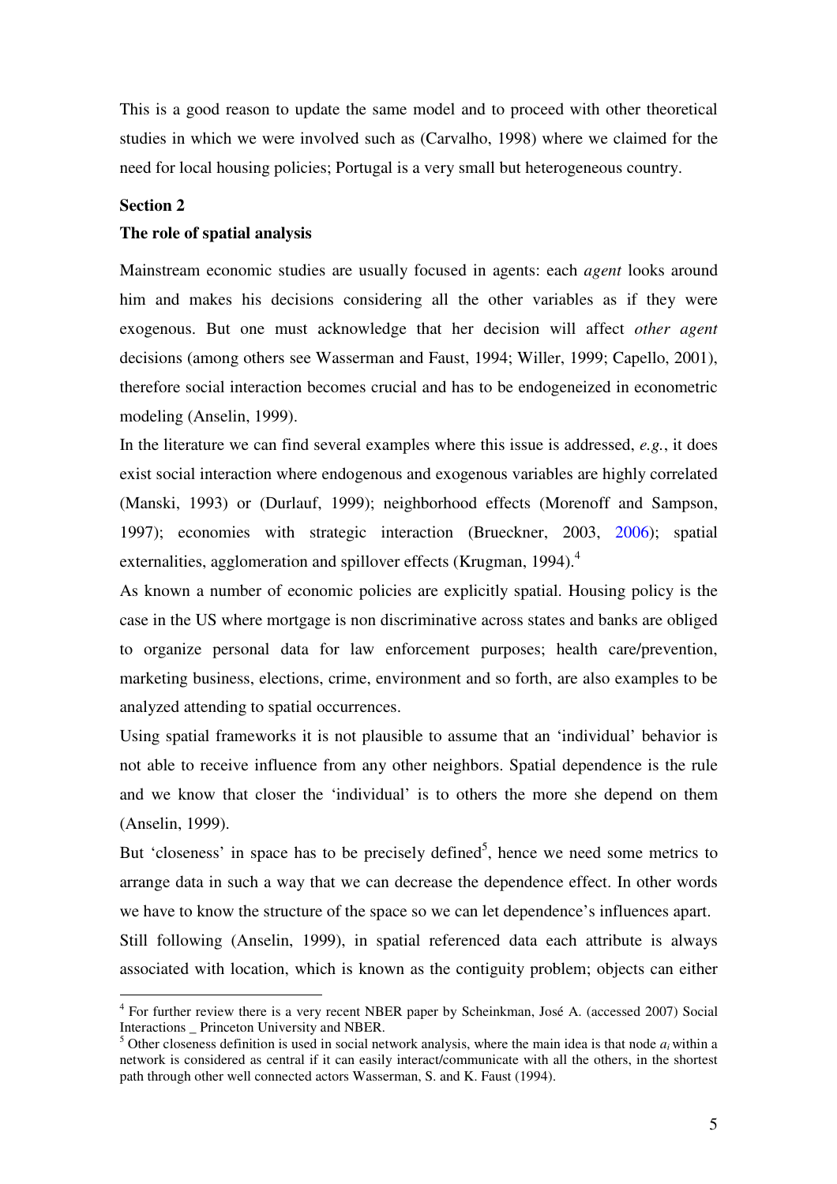This is a good reason to update the same model and to proceed with other theoretical studies in which we were involved such as (Carvalho, 1998) where we claimed for the need for local housing policies; Portugal is a very small but heterogeneous country.

**Section 2**

**The role of spatial analysis**

Mainstream economic studies are usually focused in agents: each *agent* looks around him and makes his decisions considering all the other variables as if they were exogenous. But one must acknowledge that her decision will affect *other agent* decisions (among others see Wasserman and Faust, 1994; Willer, 1999; Capello, 2001), therefore social interaction becomes crucial and has to be endogeneized in econometric modeling (Anselin, 1999).

In the literature we can find several examples where this issue is addressed, *e.g.*, it does exist social interaction where endogenous and exogenous variables are highly correlated (Manski, 1993) or (Durlauf, 1999); neighborhood effects (Morenoff and Sampson, 1997); economies with strategic interaction (Brueckner, 2003, 2006); spatial externalities, agglomeration and spillover effects (Krugman, 1994).[4]

As known a number of economic policies are explicitly spatial. Housing policy is the case in the US where mortgage is non discriminative across states and banks are obliged to organize personal data for law enforcement purposes; health care/prevention, marketing business, elections, crime, environment and so forth, are also examples to be analyzed attending to spatial occurrences.

Using spatial frameworks it is not plausible to assume that an 'individual' behavior is not able to receive influence from any other neighbors. Spatial dependence is the rule and we know that closer the 'individual' is to others the more she depend on them (Anselin, 1999).

But 'closeness' in space has to be precisely defined[5], hence we need some metrics to arrange data in such a way that we can decrease the dependence effect. In other words we have to know the structure of the space so we can let dependence's influences apart.

Still following (Anselin, 1999), in spatial referenced data each attribute is always associated with location, which is known as the contiguity problem; objects can either

---

[4] For further review there is a very recent NBER paper by Scheinkman, José A. (accessed 2007) Social Interactions _ Princeton University and NBER.

[5] Other closeness definition is used in social network analysis, where the main idea is that node $a_i$ within a network is considered as central if it can easily interact/communicate with all the others, in the shortest path through other well connected actors Wasserman, S. and K. Faust (1994).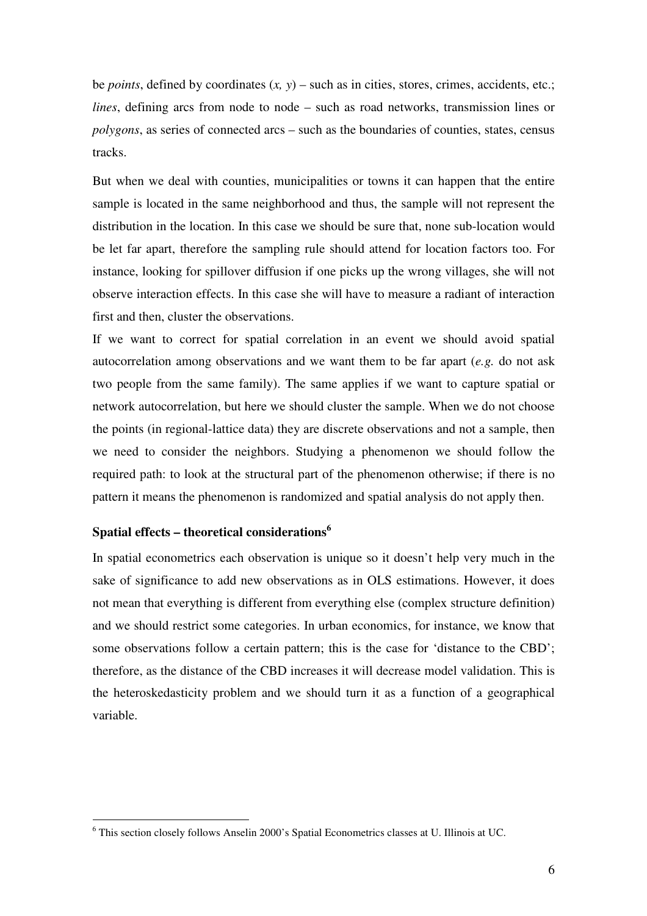be *points*, defined by coordinates (*x, y*) – such as in cities, stores, crimes, accidents, etc.; *lines*, defining arcs from node to node – such as road networks, transmission lines or *polygons*, as series of connected arcs – such as the boundaries of counties, states, census tracks.

But when we deal with counties, municipalities or towns it can happen that the entire sample is located in the same neighborhood and thus, the sample will not represent the distribution in the location. In this case we should be sure that, none sub-location would be let far apart, therefore the sampling rule should attend for location factors too. For instance, looking for spillover diffusion if one picks up the wrong villages, she will not observe interaction effects. In this case she will have to measure a radiant of interaction first and then, cluster the observations.

If we want to correct for spatial correlation in an event we should avoid spatial autocorrelation among observations and we want them to be far apart (*e.g.* do not ask two people from the same family). The same applies if we want to capture spatial or network autocorrelation, but here we should cluster the sample. When we do not choose the points (in regional-lattice data) they are discrete observations and not a sample, then we need to consider the neighbors. Studying a phenomenon we should follow the required path: to look at the structural part of the phenomenon otherwise; if there is no pattern it means the phenomenon is randomized and spatial analysis do not apply then.

### Spatial effects – theoretical considerations[6]

In spatial econometrics each observation is unique so it doesn't help very much in the sake of significance to add new observations as in OLS estimations. However, it does not mean that everything is different from everything else (complex structure definition) and we should restrict some categories. In urban economics, for instance, we know that some observations follow a certain pattern; this is the case for 'distance to the CBD'; therefore, as the distance of the CBD increases it will decrease model validation. This is the heteroskedasticity problem and we should turn it as a function of a geographical variable.

[6] This section closely follows Anselin 2000's Spatial Econometrics classes at U. Illinois at UC.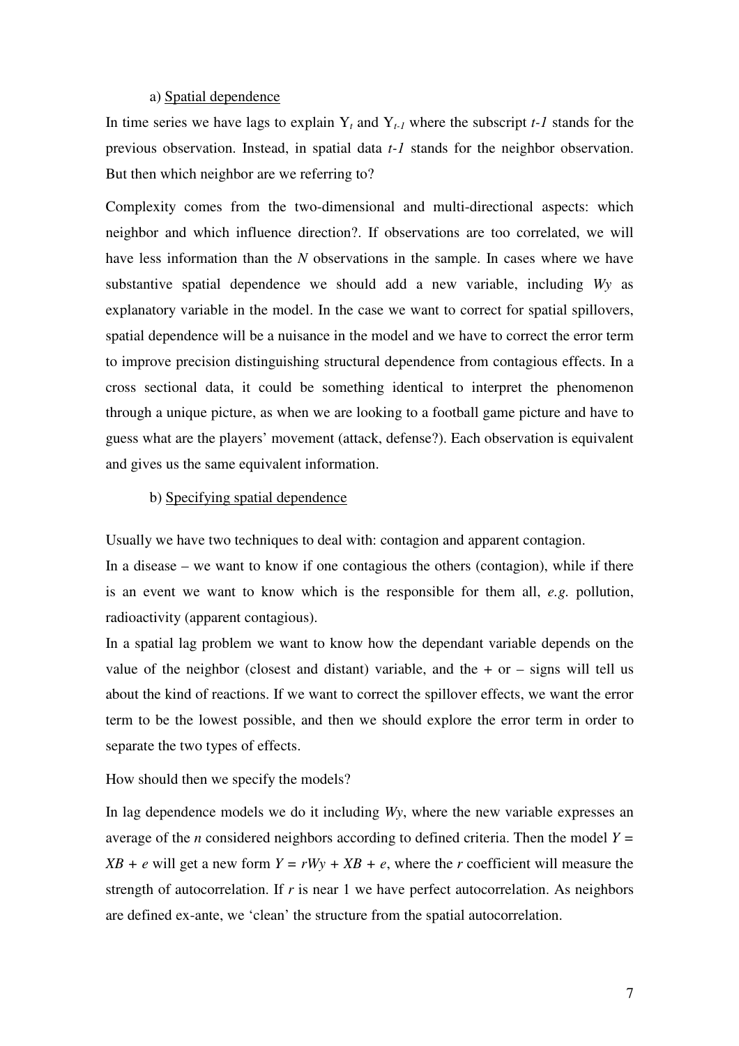a) Spatial dependence

In time series we have lags to explain $Y_t$ and $Y_{t-1}$ where the subscript $t-1$ stands for the previous observation. Instead, in spatial data $t-1$ stands for the neighbor observation. But then which neighbor are we referring to?

Complexity comes from the two-dimensional and multi-directional aspects: which neighbor and which influence direction?. If observations are too correlated, we will have less information than the $N$ observations in the sample. In cases where we have substantive spatial dependence we should add a new variable, including $Wy$ as explanatory variable in the model. In the case we want to correct for spatial spillovers, spatial dependence will be a nuisance in the model and we have to correct the error term to improve precision distinguishing structural dependence from contagious effects. In a cross sectional data, it could be something identical to interpret the phenomenon through a unique picture, as when we are looking to a football game picture and have to guess what are the players' movement (attack, defense?). Each observation is equivalent and gives us the same equivalent information.

b) Specifying spatial dependence

Usually we have two techniques to deal with: contagion and apparent contagion.
In a disease – we want to know if one contagious the others (contagion), while if there is an event we want to know which is the responsible for them all, *e.g.* pollution, radioactivity (apparent contagious).
In a spatial lag problem we want to know how the dependant variable depends on the value of the neighbor (closest and distant) variable, and the + or – signs will tell us about the kind of reactions. If we want to correct the spillover effects, we want the error term to be the lowest possible, and then we should explore the error term in order to separate the two types of effects.

How should then we specify the models?

In lag dependence models we do it including $Wy$, where the new variable expresses an average of the $n$ considered neighbors according to defined criteria. Then the model $Y = XB + e$ will get a new form $Y = rWy + XB + e$, where the $r$ coefficient will measure the strength of autocorrelation. If $r$ is near 1 we have perfect autocorrelation. As neighbors are defined ex-ante, we 'clean' the structure from the spatial autocorrelation.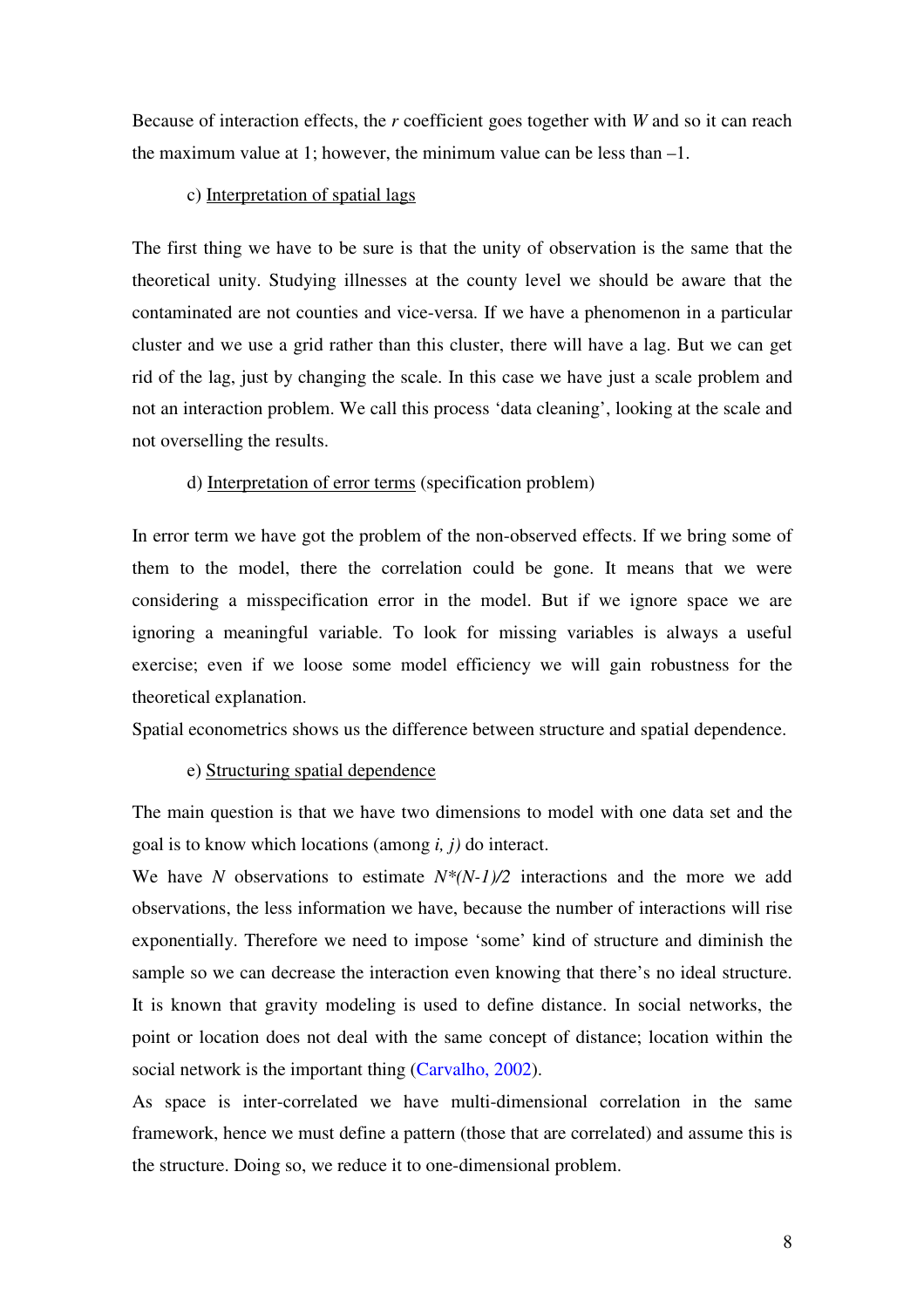Because of interaction effects, the *r* coefficient goes together with *W* and so it can reach the maximum value at 1; however, the minimum value can be less than –1.

c) Interpretation of spatial lags

The first thing we have to be sure is that the unity of observation is the same that the theoretical unity. Studying illnesses at the county level we should be aware that the contaminated are not counties and vice-versa. If we have a phenomenon in a particular cluster and we use a grid rather than this cluster, there will have a lag. But we can get rid of the lag, just by changing the scale. In this case we have just a scale problem and not an interaction problem. We call this process 'data cleaning', looking at the scale and not overselling the results.

d) Interpretation of error terms (specification problem)

In error term we have got the problem of the non-observed effects. If we bring some of them to the model, there the correlation could be gone. It means that we were considering a misspecification error in the model. But if we ignore space we are ignoring a meaningful variable. To look for missing variables is always a useful exercise; even if we loose some model efficiency we will gain robustness for the theoretical explanation.

Spatial econometrics shows us the difference between structure and spatial dependence.

e) Structuring spatial dependence

The main question is that we have two dimensions to model with one data set and the goal is to know which locations (among *i, j*) do interact.

We have *N* observations to estimate $N*(N-1)/2$ interactions and the more we add observations, the less information we have, because the number of interactions will rise exponentially. Therefore we need to impose 'some' kind of structure and diminish the sample so we can decrease the interaction even knowing that there's no ideal structure. It is known that gravity modeling is used to define distance. In social networks, the point or location does not deal with the same concept of distance; location within the social network is the important thing (Carvalho, 2002).

As space is inter-correlated we have multi-dimensional correlation in the same framework, hence we must define a pattern (those that are correlated) and assume this is the structure. Doing so, we reduce it to one-dimensional problem.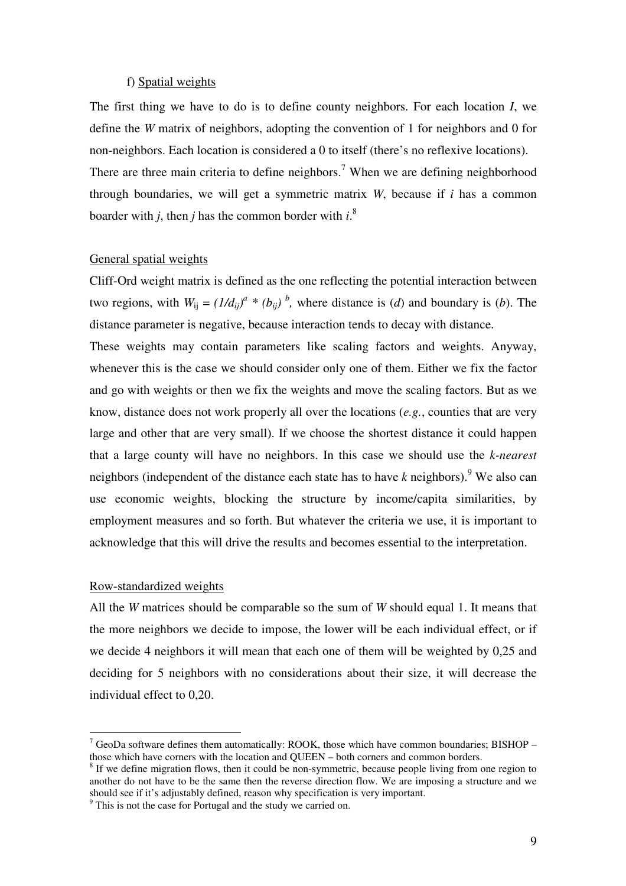f) Spatial weights

The first thing we have to do is to define county neighbors. For each location *I*, we define the *W* matrix of neighbors, adopting the convention of 1 for neighbors and 0 for non-neighbors. Each location is considered a 0 to itself (there's no reflexive locations). There are three main criteria to define neighbors.[7] When we are defining neighborhood through boundaries, we will get a symmetric matrix *W*, because if *i* has a common boarder with *j*, then *j* has the common border with *i*.[8]

General spatial weights

Cliff-Ord weight matrix is defined as the one reflecting the potential interaction between two regions, with $W_{ij} = (1/d_{ij})^a * (b_{ij})^b$, where distance is (*d*) and boundary is (*b*). The distance parameter is negative, because interaction tends to decay with distance.
These weights may contain parameters like scaling factors and weights. Anyway, whenever this is the case we should consider only one of them. Either we fix the factor and go with weights or then we fix the weights and move the scaling factors. But as we know, distance does not work properly all over the locations (*e.g.*, counties that are very large and other that are very small). If we choose the shortest distance it could happen that a large county will have no neighbors. In this case we should use the *k-nearest* neighbors (independent of the distance each state has to have *k* neighbors).[9] We also can use economic weights, blocking the structure by income/capita similarities, by employment measures and so forth. But whatever the criteria we use, it is important to acknowledge that this will drive the results and becomes essential to the interpretation.

Row-standardized weights

All the *W* matrices should be comparable so the sum of *W* should equal 1. It means that the more neighbors we decide to impose, the lower will be each individual effect, or if we decide 4 neighbors it will mean that each one of them will be weighted by 0,25 and deciding for 5 neighbors with no considerations about their size, it will decrease the individual effect to 0,20.

---

[7] GeoDa software defines them automatically: ROOK, those which have common boundaries; BISHOP – those which have corners with the location and QUEEN – both corners and common borders.

[8] If we define migration flows, then it could be non-symmetric, because people living from one region to another do not have to be the same then the reverse direction flow. We are imposing a structure and we should see if it's adjustably defined, reason why specification is very important.

[9] This is not the case for Portugal and the study we carried on.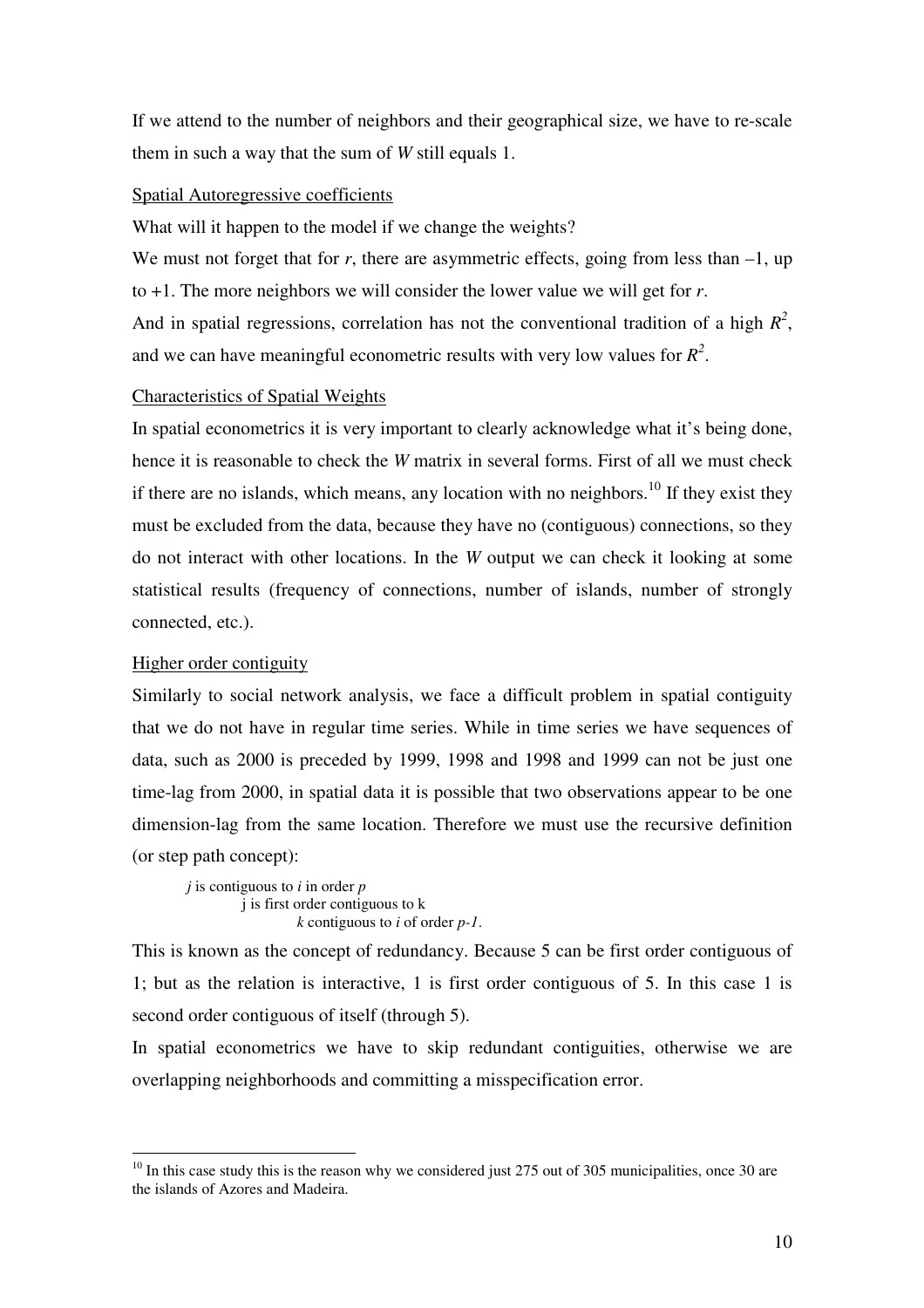If we attend to the number of neighbors and their geographical size, we have to re-scale them in such a way that the sum of *W* still equals 1.

Spatial Autoregressive coefficients

What will it happen to the model if we change the weights?

We must not forget that for *r*, there are asymmetric effects, going from less than –1, up to +1. The more neighbors we will consider the lower value we will get for *r*.

And in spatial regressions, correlation has not the conventional tradition of a high $R^2$, and we can have meaningful econometric results with very low values for $R^2$.

Characteristics of Spatial Weights

In spatial econometrics it is very important to clearly acknowledge what it's being done, hence it is reasonable to check the *W* matrix in several forms. First of all we must check if there are no islands, which means, any location with no neighbors.[10] If they exist they must be excluded from the data, because they have no (contiguous) connections, so they do not interact with other locations. In the *W* output we can check it looking at some statistical results (frequency of connections, number of islands, number of strongly connected, etc.).

Higher order contiguity

Similarly to social network analysis, we face a difficult problem in spatial contiguity that we do not have in regular time series. While in time series we have sequences of data, such as 2000 is preceded by 1999, 1998 and 1998 and 1999 can not be just one time-lag from 2000, in spatial data it is possible that two observations appear to be one dimension-lag from the same location. Therefore we must use the recursive definition (or step path concept):

> *j* is contiguous to *i* in order *p*
> j is first order contiguous to k
> *k* contiguous to *i* of order *p-1*.

This is known as the concept of redundancy. Because 5 can be first order contiguous of 1; but as the relation is interactive, 1 is first order contiguous of 5. In this case 1 is second order contiguous of itself (through 5).

In spatial econometrics we have to skip redundant contiguities, otherwise we are overlapping neighborhoods and committing a misspecification error.

[10] In this case study this is the reason why we considered just 275 out of 305 municipalities, once 30 are the islands of Azores and Madeira.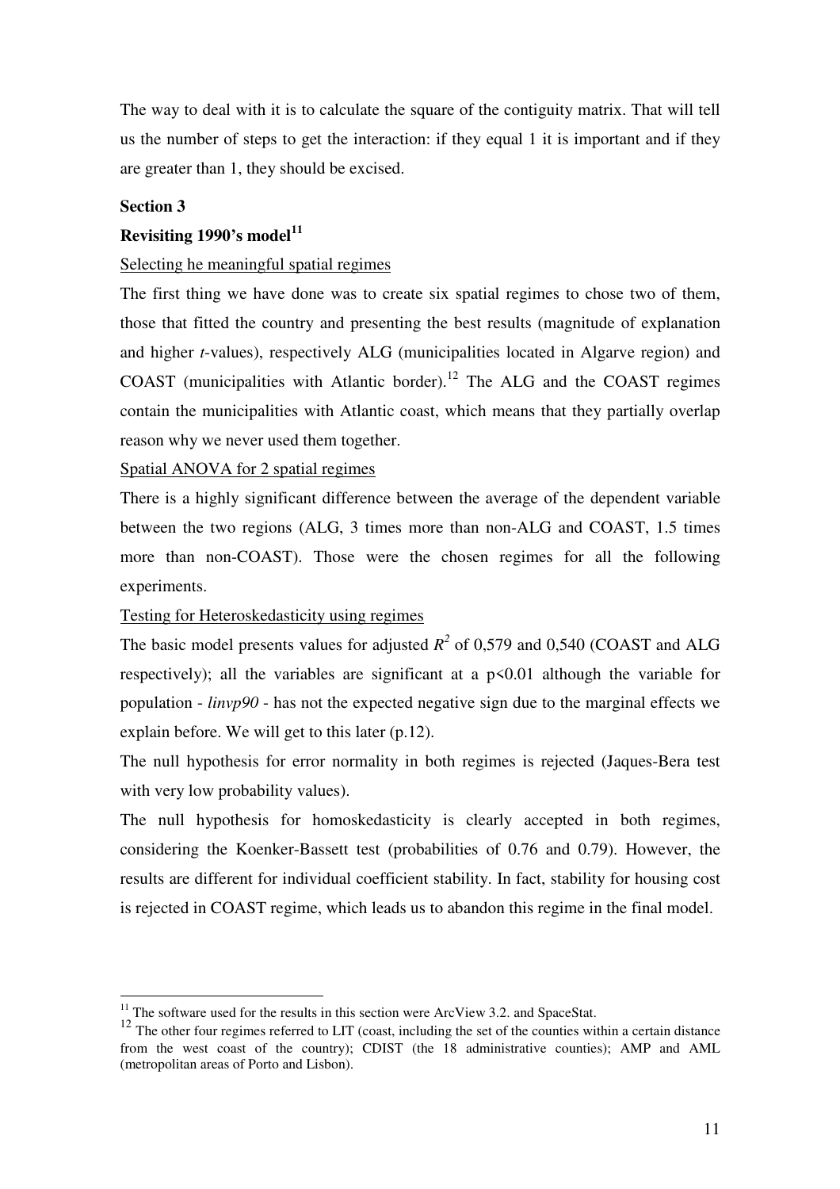The way to deal with it is to calculate the square of the contiguity matrix. That will tell us the number of steps to get the interaction: if they equal 1 it is important and if they are greater than 1, they should be excised.

**Section 3**

**Revisiting 1990's model**[11]

Selecting he meaningful spatial regimes

The first thing we have done was to create six spatial regimes to chose two of them, those that fitted the country and presenting the best results (magnitude of explanation and higher *t*-values), respectively ALG (municipalities located in Algarve region) and COAST (municipalities with Atlantic border).[12] The ALG and the COAST regimes contain the municipalities with Atlantic coast, which means that they partially overlap reason why we never used them together.

Spatial ANOVA for 2 spatial regimes

There is a highly significant difference between the average of the dependent variable between the two regions (ALG, 3 times more than non-ALG and COAST, 1.5 times more than non-COAST). Those were the chosen regimes for all the following experiments.

Testing for Heteroskedasticity using regimes

The basic model presents values for adjusted $R^2$ of 0,579 and 0,540 (COAST and ALG respectively); all the variables are significant at a $p<0.01$ although the variable for population - *linvp90* - has not the expected negative sign due to the marginal effects we explain before. We will get to this later (p.12).

The null hypothesis for error normality in both regimes is rejected (Jaques-Bera test with very low probability values).

The null hypothesis for homoskedasticity is clearly accepted in both regimes, considering the Koenker-Bassett test (probabilities of 0.76 and 0.79). However, the results are different for individual coefficient stability. In fact, stability for housing cost is rejected in COAST regime, which leads us to abandon this regime in the final model.

---

[11] The software used for the results in this section were ArcView 3.2. and SpaceStat.

[12] The other four regimes referred to LIT (coast, including the set of the counties within a certain distance from the west coast of the country); CDIST (the 18 administrative counties); AMP and AML (metropolitan areas of Porto and Lisbon).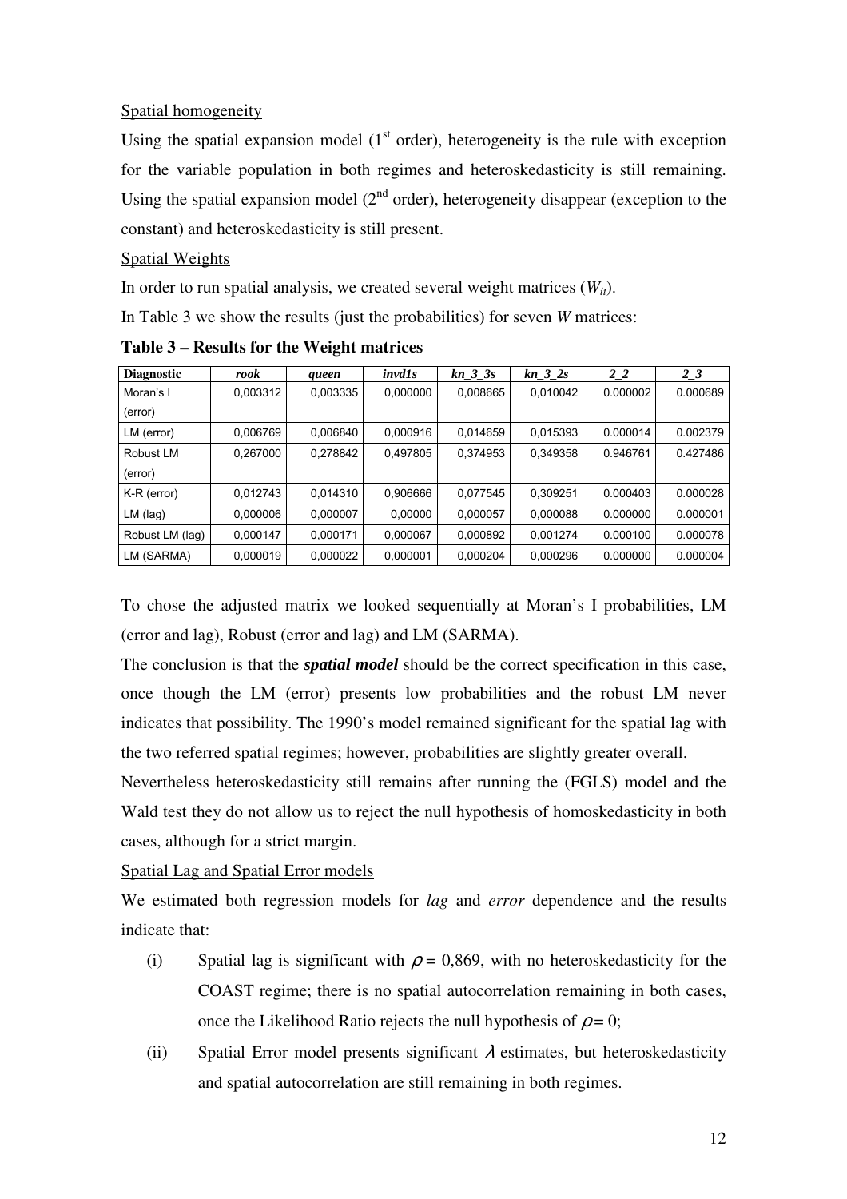Spatial homogeneity

Using the spatial expansion model (1st order), heterogeneity is the rule with exception for the variable population in both regimes and heteroskedasticity is still remaining. Using the spatial expansion model (2nd order), heterogeneity disappear (exception to the constant) and heteroskedasticity is still present.

Spatial Weights

In order to run spatial analysis, we created several weight matrices ($W_{it}$).

In Table 3 we show the results (just the probabilities) for seven *W* matrices:

**Table 3 – Results for the Weight matrices**

| Diagnostic | *rook* | *queen* | *invd1s* | *kn_3_3s* | *kn_3_2s* | *2_2* | *2_3* |
|---|---|---|---|---|---|---|---|
| Moran's I (error) | 0,003312 | 0,003335 | 0,000000 | 0,008665 | 0,010042 | 0.000002 | 0.000689 |
| LM (error) | 0,006769 | 0,006840 | 0,000916 | 0,014659 | 0,015393 | 0.000014 | 0.002379 |
| Robust LM (error) | 0,267000 | 0,278842 | 0,497805 | 0,374953 | 0,349358 | 0.946761 | 0.427486 |
| K-R (error) | 0,012743 | 0,014310 | 0,906666 | 0,077545 | 0,309251 | 0.000403 | 0.000028 |
| LM (lag) | 0,000006 | 0,000007 | 0,00000 | 0,000057 | 0,000088 | 0.000000 | 0.000001 |
| Robust LM (lag) | 0,000147 | 0,000171 | 0,000067 | 0,000892 | 0,001274 | 0.000100 | 0.000078 |
| LM (SARMA) | 0,000019 | 0,000022 | 0,000001 | 0,000204 | 0,000296 | 0.000000 | 0.000004 |

To chose the adjusted matrix we looked sequentially at Moran's I probabilities, LM (error and lag), Robust (error and lag) and LM (SARMA).

The conclusion is that the ***spatial model*** should be the correct specification in this case, once though the LM (error) presents low probabilities and the robust LM never indicates that possibility. The 1990's model remained significant for the spatial lag with the two referred spatial regimes; however, probabilities are slightly greater overall.

Nevertheless heteroskedasticity still remains after running the (FGLS) model and the Wald test they do not allow us to reject the null hypothesis of homoskedasticity in both cases, although for a strict margin.

Spatial Lag and Spatial Error models

We estimated both regression models for *lag* and *error* dependence and the results indicate that:

(i) Spatial lag is significant with $\rho = 0{,}869$, with no heteroskedasticity for the COAST regime; there is no spatial autocorrelation remaining in both cases, once the Likelihood Ratio rejects the null hypothesis of $\rho = 0$;

(ii) Spatial Error model presents significant $\lambda$ estimates, but heteroskedasticity and spatial autocorrelation are still remaining in both regimes.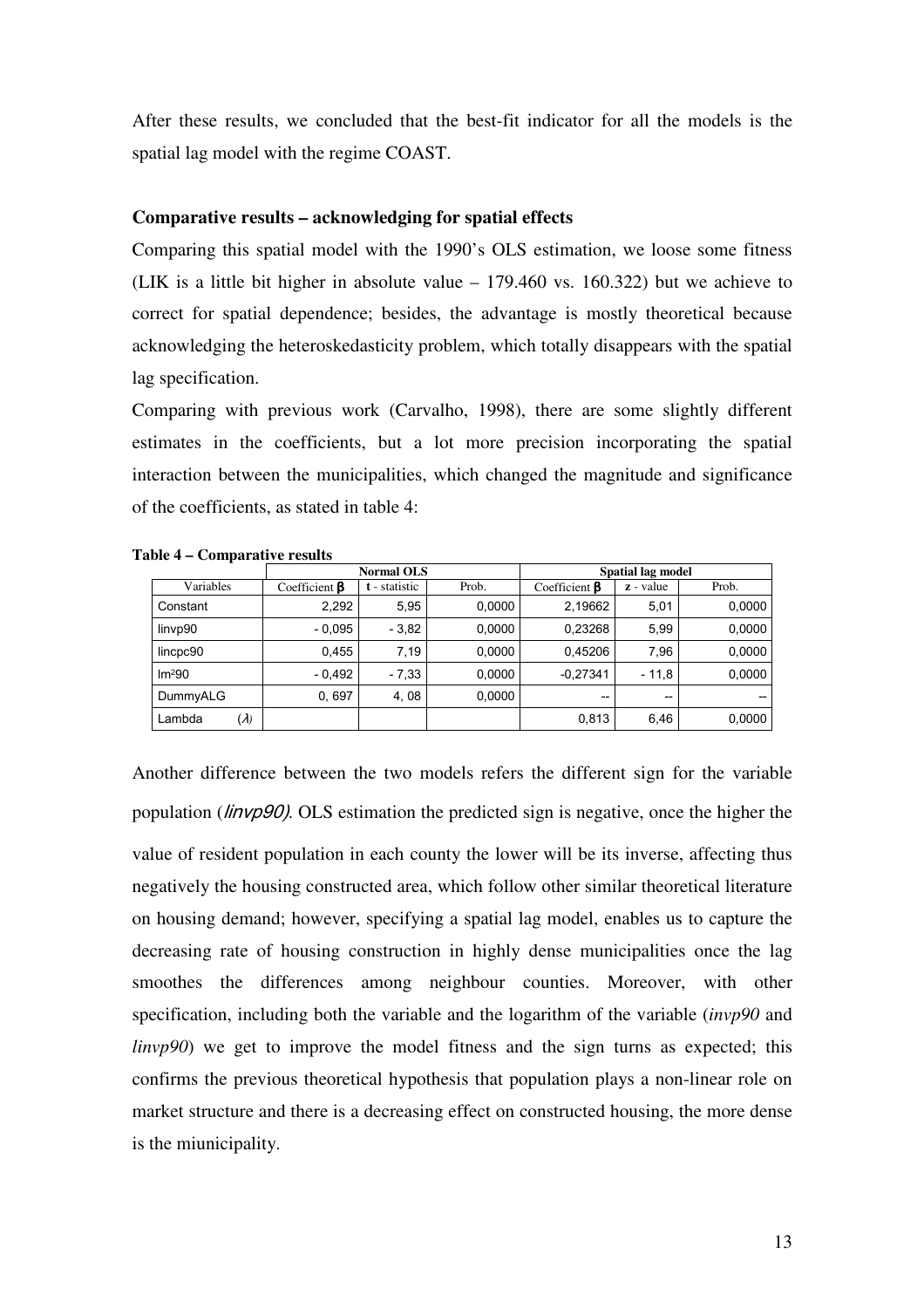After these results, we concluded that the best-fit indicator for all the models is the spatial lag model with the regime COAST.

**Comparative results – acknowledging for spatial effects**

Comparing this spatial model with the 1990's OLS estimation, we loose some fitness (LIK is a little bit higher in absolute value – 179.460 vs. 160.322) but we achieve to correct for spatial dependence; besides, the advantage is mostly theoretical because acknowledging the heteroskedasticity problem, which totally disappears with the spatial lag specification.

Comparing with previous work (Carvalho, 1998), there are some slightly different estimates in the coefficients, but a lot more precision incorporating the spatial interaction between the municipalities, which changed the magnitude and significance of the coefficients, as stated in table 4:

**Table 4 – Comparative results**

| | Normal OLS | | | Spatial lag model | | |
|---|---|---|---|---|---|---|
| Variables | Coefficient $\beta$ | **t** - statistic | Prob. | Coefficient $\beta$ | **z** - value | Prob. |
| Constant | 2,292 | 5,95 | 0,0000 | 2,19662 | 5,01 | 0,0000 |
| linvp90 | - 0,095 | - 3,82 | 0,0000 | 0,23268 | 5,99 | 0,0000 |
| lincpc90 | 0,455 | 7,19 | 0,0000 | 0,45206 | 7,96 | 0,0000 |
| lm²90 | - 0,492 | - 7,33 | 0,0000 | -0,27341 | - 11,8 | 0,0000 |
| DummyALG | 0, 697 | 4, 08 | 0,0000 | -- | -- | -- |
| Lambda ($\lambda$) | | | | 0,813 | 6,46 | 0,0000 |

Another difference between the two models refers the different sign for the variable population (*linvp90).* OLS estimation the predicted sign is negative, once the higher the value of resident population in each county the lower will be its inverse, affecting thus negatively the housing constructed area, which follow other similar theoretical literature on housing demand; however, specifying a spatial lag model, enables us to capture the decreasing rate of housing construction in highly dense municipalities once the lag smoothes the differences among neighbour counties. Moreover, with other specification, including both the variable and the logarithm of the variable (*invp90* and *linvp90*) we get to improve the model fitness and the sign turns as expected; this confirms the previous theoretical hypothesis that population plays a non-linear role on market structure and there is a decreasing effect on constructed housing, the more dense is the miunicipality.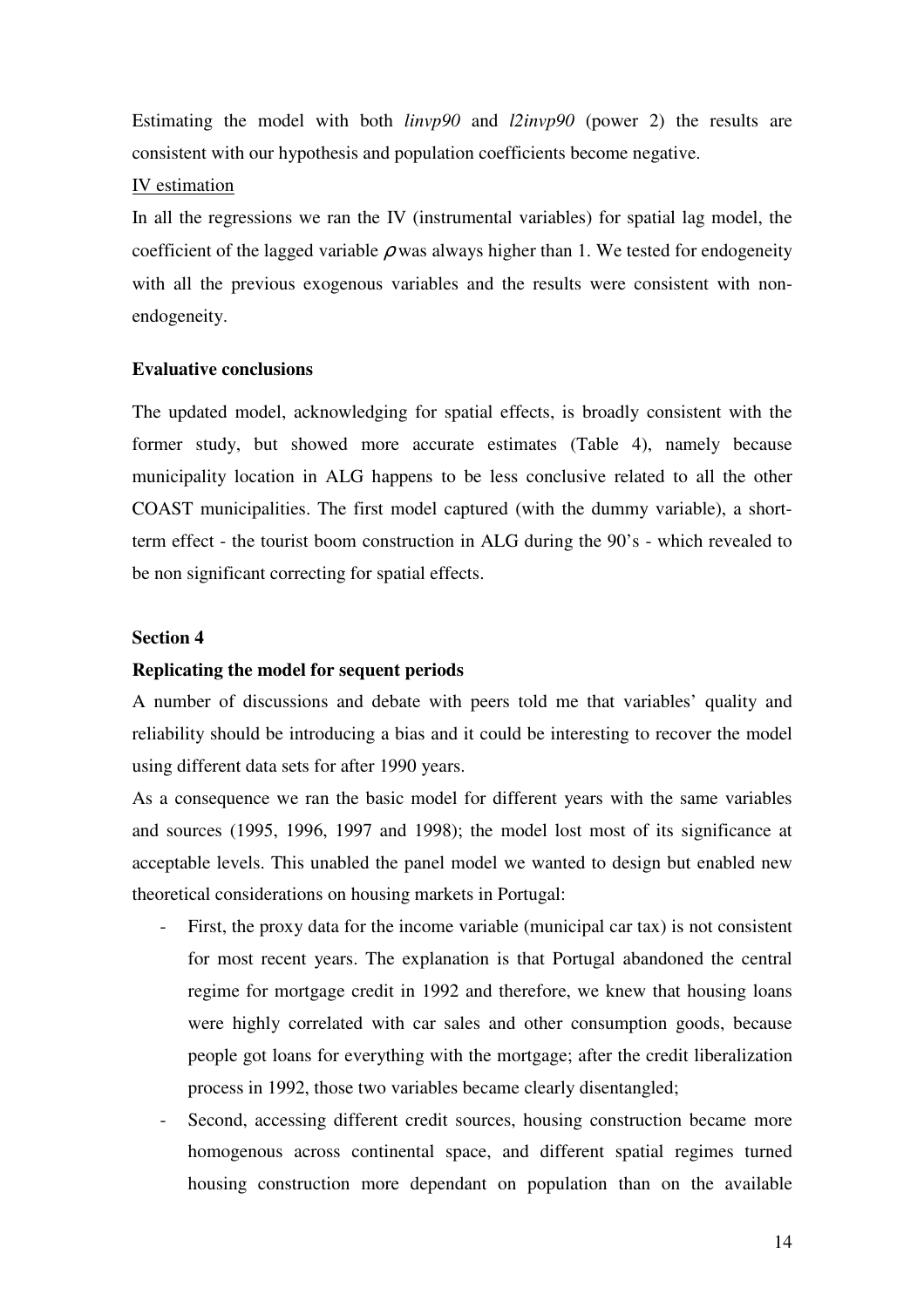Estimating the model with both *linvp90* and *l2invp90* (power 2) the results are consistent with our hypothesis and population coefficients become negative.

IV estimation

In all the regressions we ran the IV (instrumental variables) for spatial lag model, the coefficient of the lagged variable $\rho$ was always higher than 1. We tested for endogeneity with all the previous exogenous variables and the results were consistent with non-endogeneity.

**Evaluative conclusions**

The updated model, acknowledging for spatial effects, is broadly consistent with the former study, but showed more accurate estimates (Table 4), namely because municipality location in ALG happens to be less conclusive related to all the other COAST municipalities. The first model captured (with the dummy variable), a short-term effect - the tourist boom construction in ALG during the 90's - which revealed to be non significant correcting for spatial effects.

**Section 4**

**Replicating the model for sequent periods**

A number of discussions and debate with peers told me that variables' quality and reliability should be introducing a bias and it could be interesting to recover the model using different data sets for after 1990 years.

As a consequence we ran the basic model for different years with the same variables and sources (1995, 1996, 1997 and 1998); the model lost most of its significance at acceptable levels. This unabled the panel model we wanted to design but enabled new theoretical considerations on housing markets in Portugal:

- First, the proxy data for the income variable (municipal car tax) is not consistent for most recent years. The explanation is that Portugal abandoned the central regime for mortgage credit in 1992 and therefore, we knew that housing loans were highly correlated with car sales and other consumption goods, because people got loans for everything with the mortgage; after the credit liberalization process in 1992, those two variables became clearly disentangled;
- Second, accessing different credit sources, housing construction became more homogenous across continental space, and different spatial regimes turned housing construction more dependant on population than on the available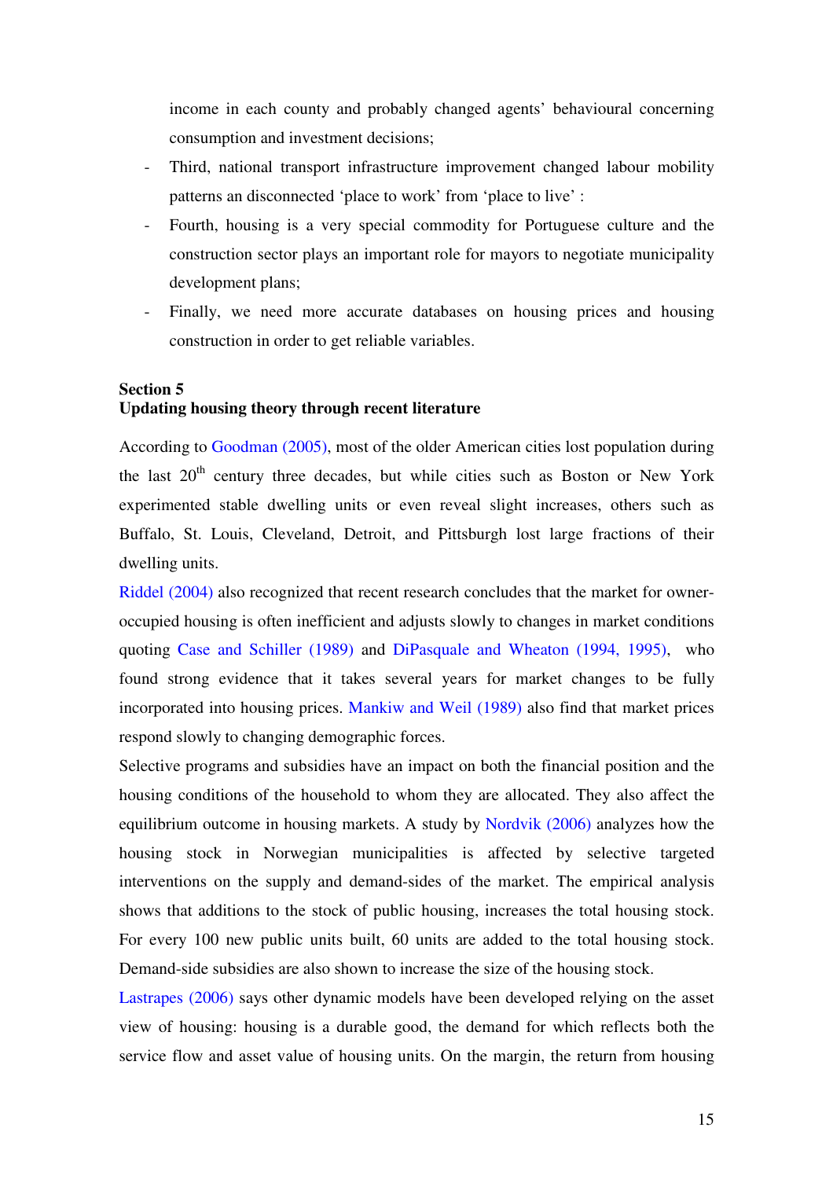income in each county and probably changed agents' behavioural concerning consumption and investment decisions;

- Third, national transport infrastructure improvement changed labour mobility patterns an disconnected 'place to work' from 'place to live' :
- Fourth, housing is a very special commodity for Portuguese culture and the construction sector plays an important role for mayors to negotiate municipality development plans;
- Finally, we need more accurate databases on housing prices and housing construction in order to get reliable variables.

**Section 5**
**Updating housing theory through recent literature**

According to Goodman (2005), most of the older American cities lost population during the last 20th century three decades, but while cities such as Boston or New York experimented stable dwelling units or even reveal slight increases, others such as Buffalo, St. Louis, Cleveland, Detroit, and Pittsburgh lost large fractions of their dwelling units.

Riddel (2004) also recognized that recent research concludes that the market for owner-occupied housing is often inefficient and adjusts slowly to changes in market conditions quoting Case and Schiller (1989) and DiPasquale and Wheaton (1994, 1995), who found strong evidence that it takes several years for market changes to be fully incorporated into housing prices. Mankiw and Weil (1989) also find that market prices respond slowly to changing demographic forces.

Selective programs and subsidies have an impact on both the financial position and the housing conditions of the household to whom they are allocated. They also affect the equilibrium outcome in housing markets. A study by Nordvik (2006) analyzes how the housing stock in Norwegian municipalities is affected by selective targeted interventions on the supply and demand-sides of the market. The empirical analysis shows that additions to the stock of public housing, increases the total housing stock. For every 100 new public units built, 60 units are added to the total housing stock. Demand-side subsidies are also shown to increase the size of the housing stock.

Lastrapes (2006) says other dynamic models have been developed relying on the asset view of housing: housing is a durable good, the demand for which reflects both the service flow and asset value of housing units. On the margin, the return from housing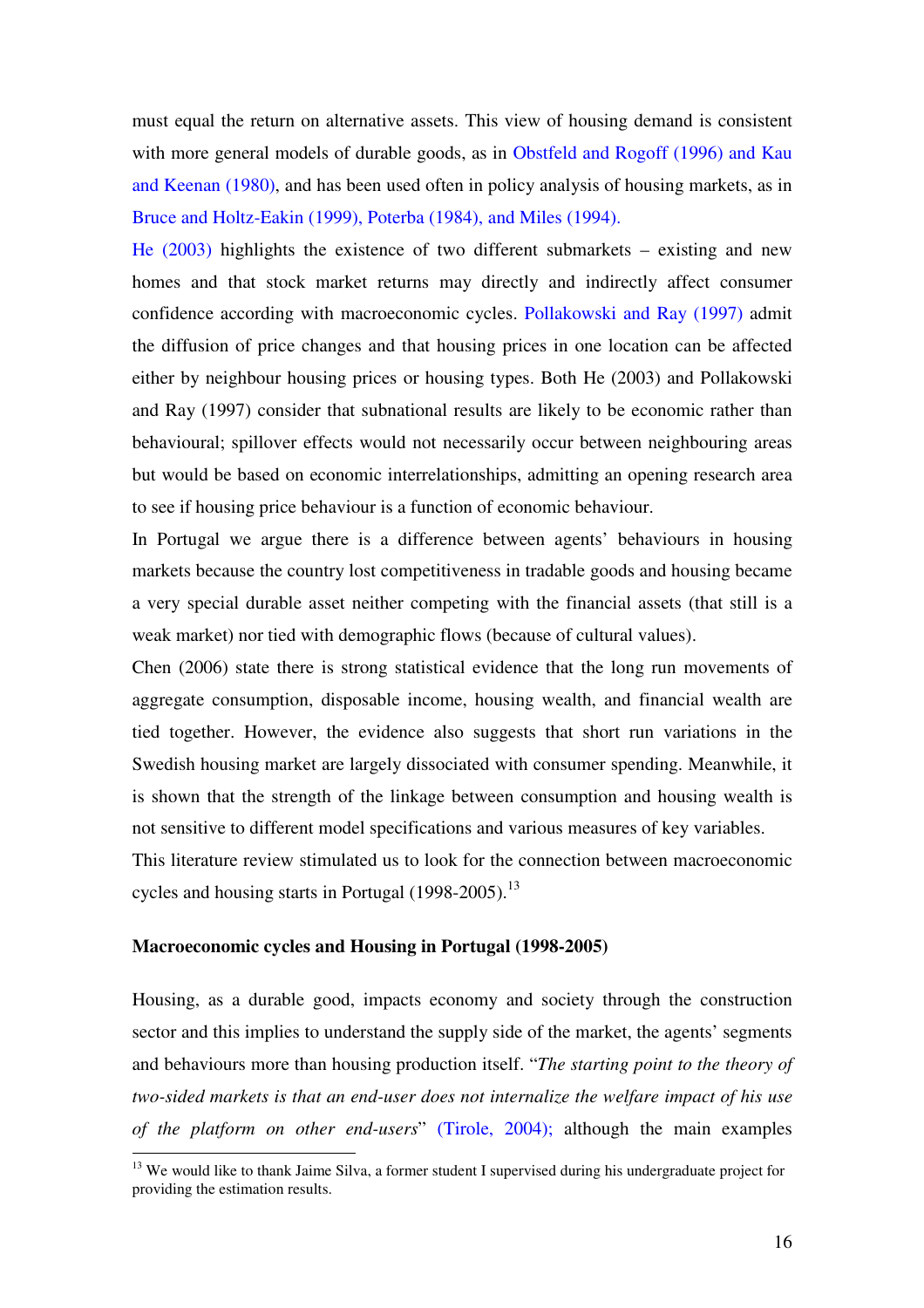must equal the return on alternative assets. This view of housing demand is consistent with more general models of durable goods, as in Obstfeld and Rogoff (1996) and Kau and Keenan (1980), and has been used often in policy analysis of housing markets, as in Bruce and Holtz-Eakin (1999), Poterba (1984), and Miles (1994).

He (2003) highlights the existence of two different submarkets – existing and new homes and that stock market returns may directly and indirectly affect consumer confidence according with macroeconomic cycles. Pollakowski and Ray (1997) admit the diffusion of price changes and that housing prices in one location can be affected either by neighbour housing prices or housing types. Both He (2003) and Pollakowski and Ray (1997) consider that subnational results are likely to be economic rather than behavioural; spillover effects would not necessarily occur between neighbouring areas but would be based on economic interrelationships, admitting an opening research area to see if housing price behaviour is a function of economic behaviour.

In Portugal we argue there is a difference between agents' behaviours in housing markets because the country lost competitiveness in tradable goods and housing became a very special durable asset neither competing with the financial assets (that still is a weak market) nor tied with demographic flows (because of cultural values).

Chen (2006) state there is strong statistical evidence that the long run movements of aggregate consumption, disposable income, housing wealth, and financial wealth are tied together. However, the evidence also suggests that short run variations in the Swedish housing market are largely dissociated with consumer spending. Meanwhile, it is shown that the strength of the linkage between consumption and housing wealth is not sensitive to different model specifications and various measures of key variables.

This literature review stimulated us to look for the connection between macroeconomic cycles and housing starts in Portugal (1998-2005).[13]

**Macroeconomic cycles and Housing in Portugal (1998-2005)**

Housing, as a durable good, impacts economy and society through the construction sector and this implies to understand the supply side of the market, the agents' segments and behaviours more than housing production itself. "*The starting point to the theory of two-sided markets is that an end-user does not internalize the welfare impact of his use of the platform on other end-users*" (Tirole, 2004); although the main examples

[13] We would like to thank Jaime Silva, a former student I supervised during his undergraduate project for providing the estimation results.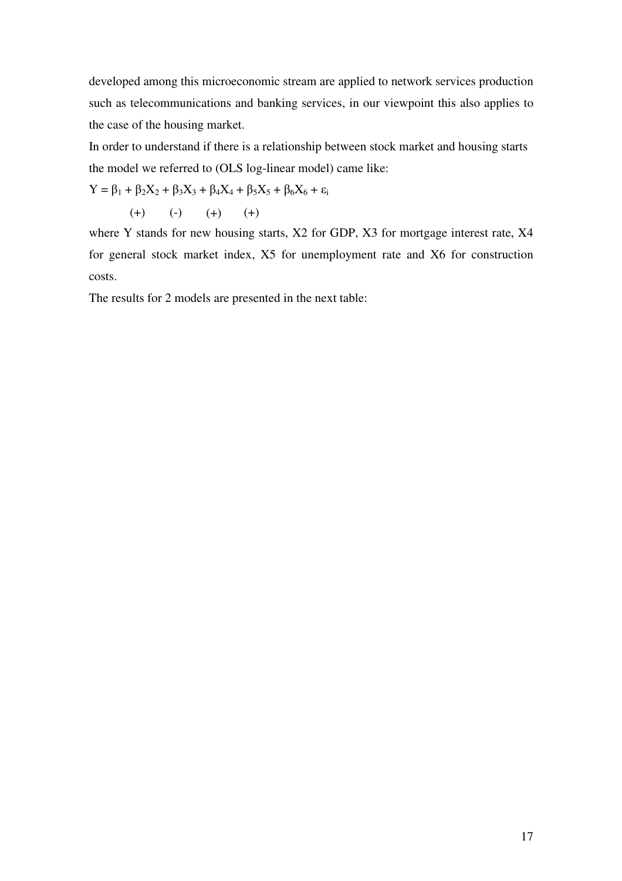developed among this microeconomic stream are applied to network services production such as telecommunications and banking services, in our viewpoint this also applies to the case of the housing market.

In order to understand if there is a relationship between stock market and housing starts the model we referred to (OLS log-linear model) came like:

$$Y = \beta_1 + \beta_2 X_2 + \beta_3 X_3 + \beta_4 X_4 + \beta_5 X_5 + \beta_6 X_6 + \varepsilon_i$$

(+)   (-)   (+)   (+)

where Y stands for new housing starts, X2 for GDP, X3 for mortgage interest rate, X4 for general stock market index, X5 for unemployment rate and X6 for construction costs.

The results for 2 models are presented in the next table: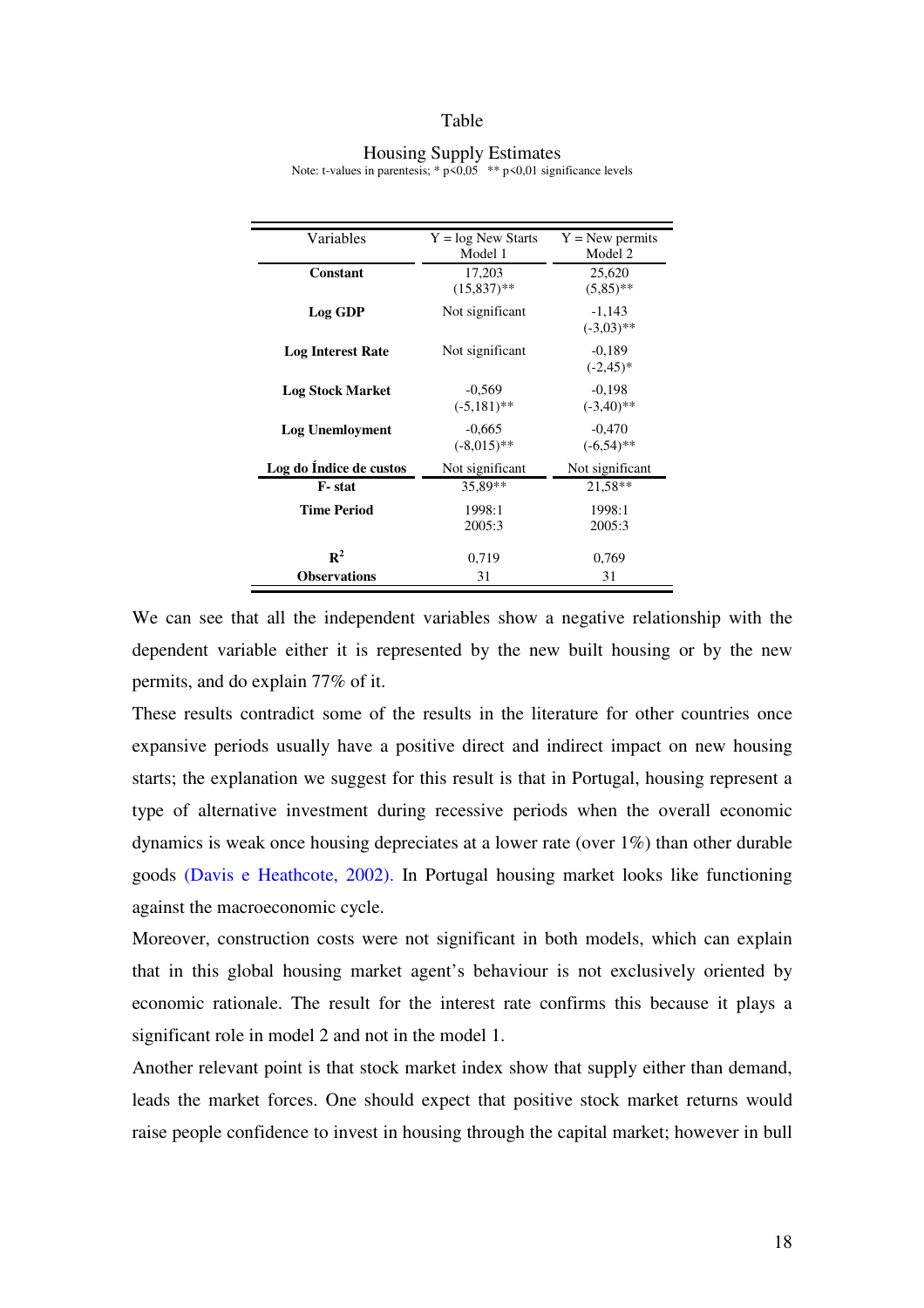Table

Housing Supply Estimates

Note: t-values in parentesis; * p<0,05 ** p<0,01 significance levels

| Variables | Y = log New Starts Model 1 | Y = New permits Model 2 |
|---|---|---|
| **Constant** | 17,203 (15,837)** | 25,620 (5,85)** |
| **Log GDP** | Not significant | -1,143 (-3,03)** |
| **Log Interest Rate** | Not significant | -0,189 (-2,45)* |
| **Log Stock Market** | -0,569 (-5,181)** | -0,198 (-3,40)** |
| **Log Unemloyment** | -0,665 (-8,015)** | -0,470 (-6,54)** |
| **Log do Índice de custos** | Not significant | Not significant |
| **F- stat** | 35,89** | 21,58** |
| **Time Period** | 1998:1 2005:3 | 1998:1 2005:3 |
| $R^2$ | 0,719 | 0,769 |
| **Observations** | 31 | 31 |

We can see that all the independent variables show a negative relationship with the dependent variable either it is represented by the new built housing or by the new permits, and do explain 77% of it.

These results contradict some of the results in the literature for other countries once expansive periods usually have a positive direct and indirect impact on new housing starts; the explanation we suggest for this result is that in Portugal, housing represent a type of alternative investment during recessive periods when the overall economic dynamics is weak once housing depreciates at a lower rate (over 1%) than other durable goods (Davis e Heathcote, 2002). In Portugal housing market looks like functioning against the macroeconomic cycle.

Moreover, construction costs were not significant in both models, which can explain that in this global housing market agent's behaviour is not exclusively oriented by economic rationale. The result for the interest rate confirms this because it plays a significant role in model 2 and not in the model 1.

Another relevant point is that stock market index show that supply either than demand, leads the market forces. One should expect that positive stock market returns would raise people confidence to invest in housing through the capital market; however in bull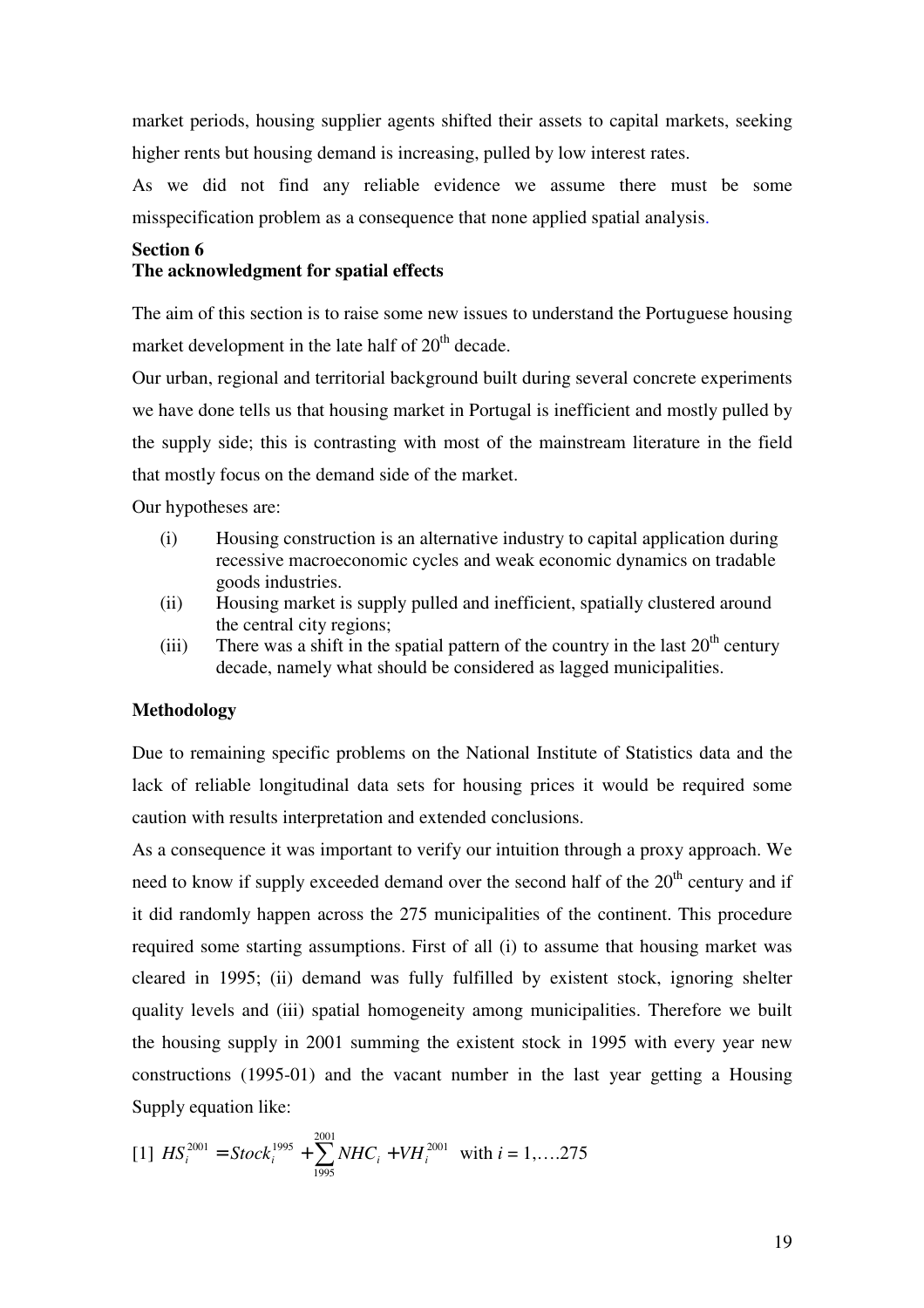market periods, housing supplier agents shifted their assets to capital markets, seeking higher rents but housing demand is increasing, pulled by low interest rates.

As we did not find any reliable evidence we assume there must be some misspecification problem as a consequence that none applied spatial analysis.

## Section 6
## The acknowledgment for spatial effects

The aim of this section is to raise some new issues to understand the Portuguese housing market development in the late half of 20th decade.

Our urban, regional and territorial background built during several concrete experiments we have done tells us that housing market in Portugal is inefficient and mostly pulled by the supply side; this is contrasting with most of the mainstream literature in the field that mostly focus on the demand side of the market.

Our hypotheses are:

(i) Housing construction is an alternative industry to capital application during recessive macroeconomic cycles and weak economic dynamics on tradable goods industries.

(ii) Housing market is supply pulled and inefficient, spatially clustered around the central city regions;

(iii) There was a shift in the spatial pattern of the country in the last 20th century decade, namely what should be considered as lagged municipalities.

### Methodology

Due to remaining specific problems on the National Institute of Statistics data and the lack of reliable longitudinal data sets for housing prices it would be required some caution with results interpretation and extended conclusions.

As a consequence it was important to verify our intuition through a proxy approach. We need to know if supply exceeded demand over the second half of the 20th century and if it did randomly happen across the 275 municipalities of the continent. This procedure required some starting assumptions. First of all (i) to assume that housing market was cleared in 1995; (ii) demand was fully fulfilled by existent stock, ignoring shelter quality levels and (iii) spatial homogeneity among municipalities. Therefore we built the housing supply in 2001 summing the existent stock in 1995 with every year new constructions (1995-01) and the vacant number in the last year getting a Housing Supply equation like:

$$[1] \quad HS_i^{2001} = Stock_i^{1995} + \sum_{1995}^{2001} NHC_i + VH_i^{2001} \quad \text{with } i = 1,\ldots.275$$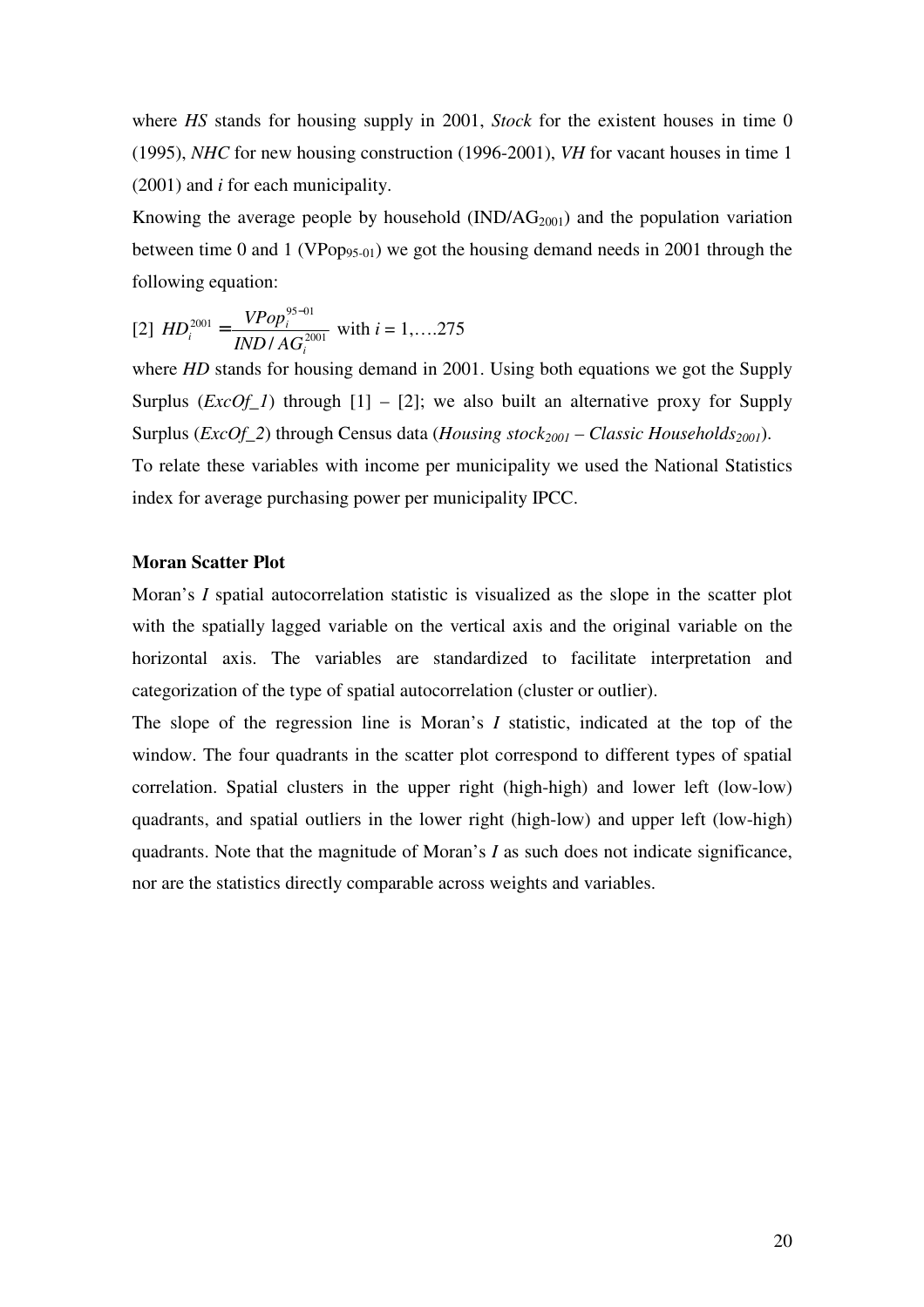where *HS* stands for housing supply in 2001, *Stock* for the existent houses in time 0 (1995), *NHC* for new housing construction (1996-2001), *VH* for vacant houses in time 1 (2001) and *i* for each municipality.

Knowing the average people by household ($IND/AG_{2001}$) and the population variation between time 0 and 1 ($VPop_{95\text{-}01}$) we got the housing demand needs in 2001 through the following equation:

$$[2] \quad HD_i^{2001} = \frac{VPop_i^{95-01}}{IND/AG_i^{2001}} \text{ with } i = 1,\ldots.275$$

where *HD* stands for housing demand in 2001. Using both equations we got the Supply Surplus (*ExcOf_1*) through [1] – [2]; we also built an alternative proxy for Supply Surplus (*ExcOf_2*) through Census data (*Housing stock*$_{2001}$ – *Classic Households*$_{2001}$).

To relate these variables with income per municipality we used the National Statistics index for average purchasing power per municipality IPCC.

**Moran Scatter Plot**

Moran's *I* spatial autocorrelation statistic is visualized as the slope in the scatter plot with the spatially lagged variable on the vertical axis and the original variable on the horizontal axis. The variables are standardized to facilitate interpretation and categorization of the type of spatial autocorrelation (cluster or outlier).

The slope of the regression line is Moran's *I* statistic, indicated at the top of the window. The four quadrants in the scatter plot correspond to different types of spatial correlation. Spatial clusters in the upper right (high-high) and lower left (low-low) quadrants, and spatial outliers in the lower right (high-low) and upper left (low-high) quadrants. Note that the magnitude of Moran's *I* as such does not indicate significance, nor are the statistics directly comparable across weights and variables.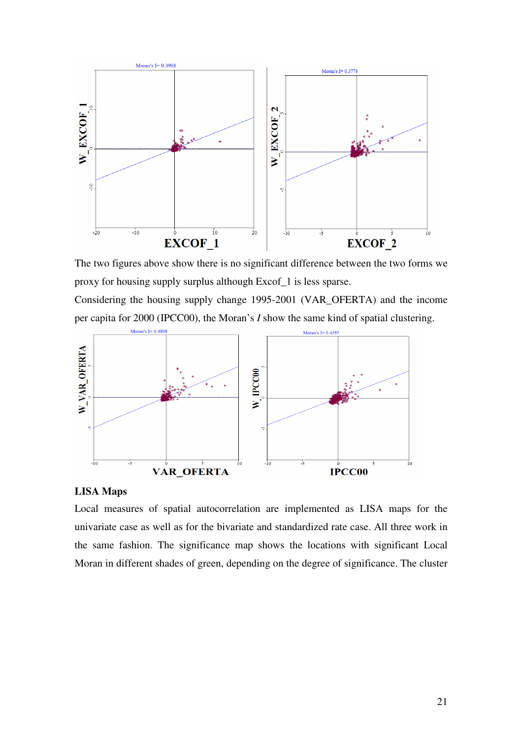The two figures above show there is no significant difference between the two forms we proxy for housing supply surplus although Excof_1 is less sparse.

Considering the housing supply change 1995-2001 (VAR_OFERTA) and the income per capita for 2000 (IPCC00), the Moran's *I* show the same kind of spatial clustering.

### LISA Maps

Local measures of spatial autocorrelation are implemented as LISA maps for the univariate case as well as for the bivariate and standardized rate case. All three work in the same fashion. The significance map shows the locations with significant Local Moran in different shades of green, depending on the degree of significance. The cluster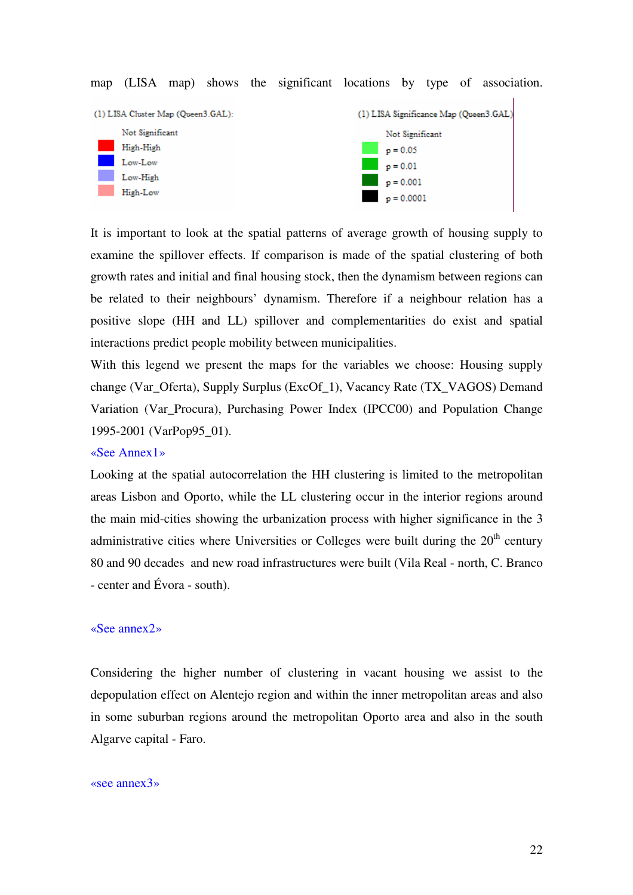map (LISA map) shows the significant locations by type of association.

(1) LISA Cluster Map (Queen3.GAL):

- Not Significant
- High-High
- Low-Low
- Low-High
- High-Low

(1) LISA Significance Map (Queen3.GAL)

- Not Significant
- p = 0.05
- p = 0.01
- p = 0.001
- p = 0.0001

It is important to look at the spatial patterns of average growth of housing supply to examine the spillover effects. If comparison is made of the spatial clustering of both growth rates and initial and final housing stock, then the dynamism between regions can be related to their neighbours' dynamism. Therefore if a neighbour relation has a positive slope (HH and LL) spillover and complementarities do exist and spatial interactions predict people mobility between municipalities.

With this legend we present the maps for the variables we choose: Housing supply change (Var_Oferta), Supply Surplus (ExcOf_1), Vacancy Rate (TX_VAGOS) Demand Variation (Var_Procura), Purchasing Power Index (IPCC00) and Population Change 1995-2001 (VarPop95_01).

«See Annex1»

Looking at the spatial autocorrelation the HH clustering is limited to the metropolitan areas Lisbon and Oporto, while the LL clustering occur in the interior regions around the main mid-cities showing the urbanization process with higher significance in the 3 administrative cities where Universities or Colleges were built during the 20$^{th}$ century 80 and 90 decades and new road infrastructures were built (Vila Real - north, C. Branco - center and Évora - south).

«See annex2»

Considering the higher number of clustering in vacant housing we assist to the depopulation effect on Alentejo region and within the inner metropolitan areas and also in some suburban regions around the metropolitan Oporto area and also in the south Algarve capital - Faro.

«see annex3»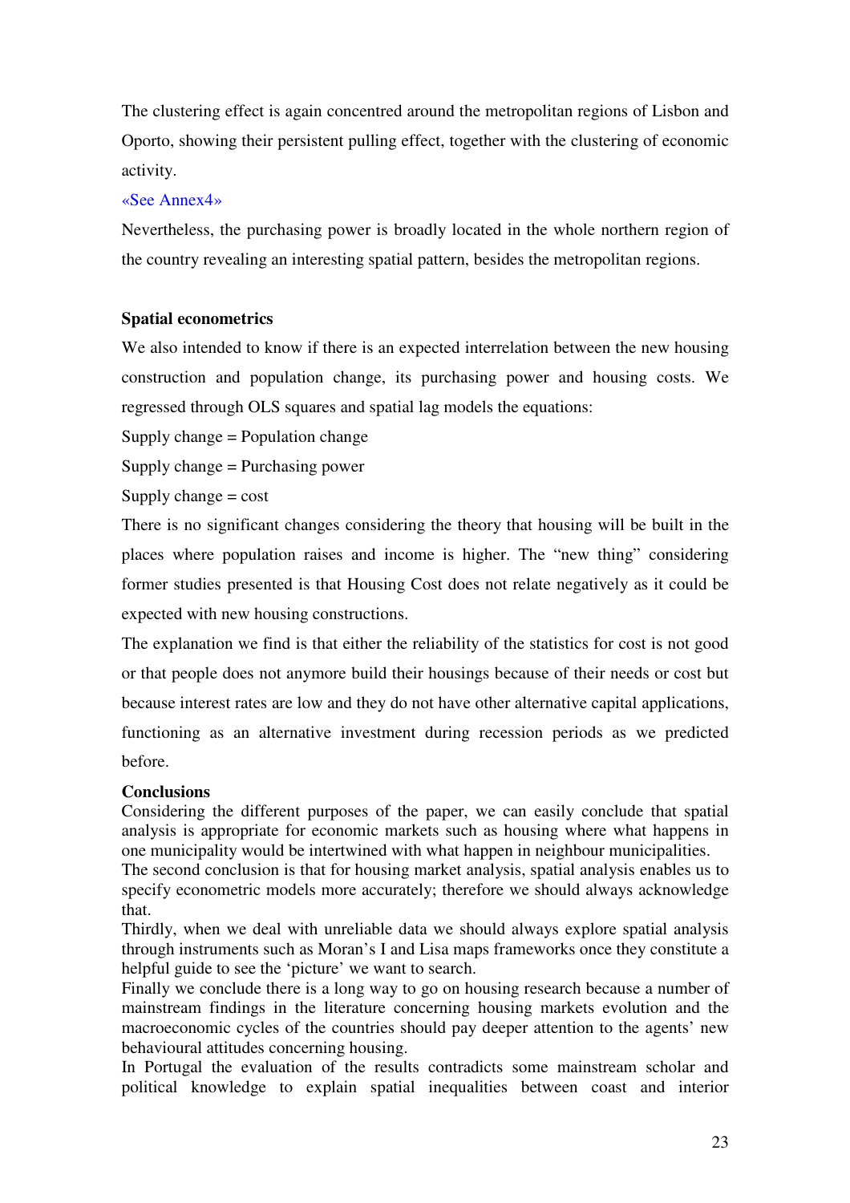The clustering effect is again concentred around the metropolitan regions of Lisbon and Oporto, showing their persistent pulling effect, together with the clustering of economic activity.

«See Annex4»

Nevertheless, the purchasing power is broadly located in the whole northern region of the country revealing an interesting spatial pattern, besides the metropolitan regions.

**Spatial econometrics**

We also intended to know if there is an expected interrelation between the new housing construction and population change, its purchasing power and housing costs. We regressed through OLS squares and spatial lag models the equations:

Supply change = Population change

Supply change = Purchasing power

Supply change = cost

There is no significant changes considering the theory that housing will be built in the places where population raises and income is higher. The "new thing" considering former studies presented is that Housing Cost does not relate negatively as it could be expected with new housing constructions.

The explanation we find is that either the reliability of the statistics for cost is not good or that people does not anymore build their housings because of their needs or cost but because interest rates are low and they do not have other alternative capital applications, functioning as an alternative investment during recession periods as we predicted before.

**Conclusions**

Considering the different purposes of the paper, we can easily conclude that spatial analysis is appropriate for economic markets such as housing where what happens in one municipality would be intertwined with what happen in neighbour municipalities.

The second conclusion is that for housing market analysis, spatial analysis enables us to specify econometric models more accurately; therefore we should always acknowledge that.

Thirdly, when we deal with unreliable data we should always explore spatial analysis through instruments such as Moran's I and Lisa maps frameworks once they constitute a helpful guide to see the 'picture' we want to search.

Finally we conclude there is a long way to go on housing research because a number of mainstream findings in the literature concerning housing markets evolution and the macroeconomic cycles of the countries should pay deeper attention to the agents' new behavioural attitudes concerning housing.

In Portugal the evaluation of the results contradicts some mainstream scholar and political knowledge to explain spatial inequalities between coast and interior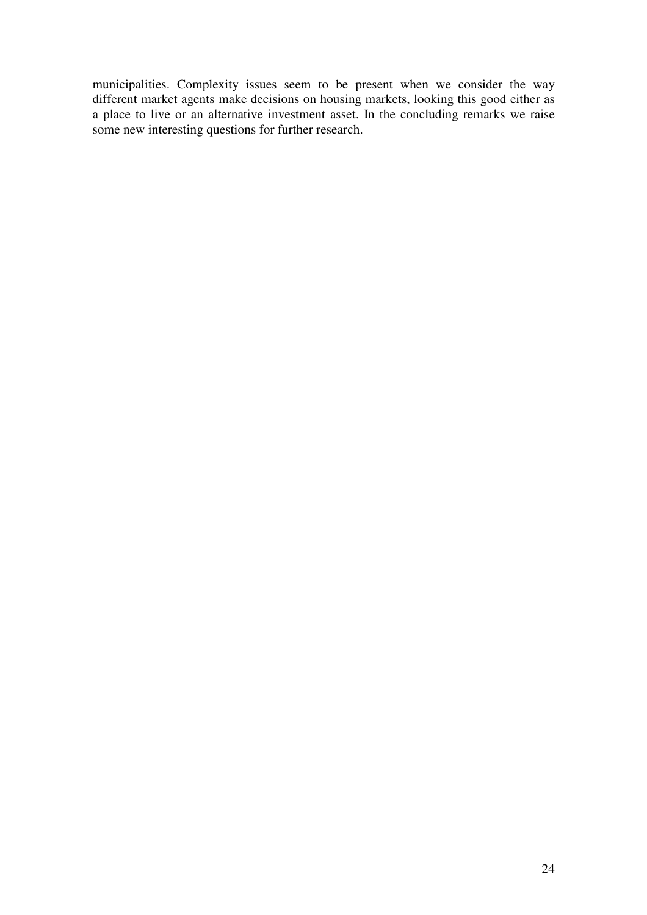municipalities. Complexity issues seem to be present when we consider the way different market agents make decisions on housing markets, looking this good either as a place to live or an alternative investment asset. In the concluding remarks we raise some new interesting questions for further research.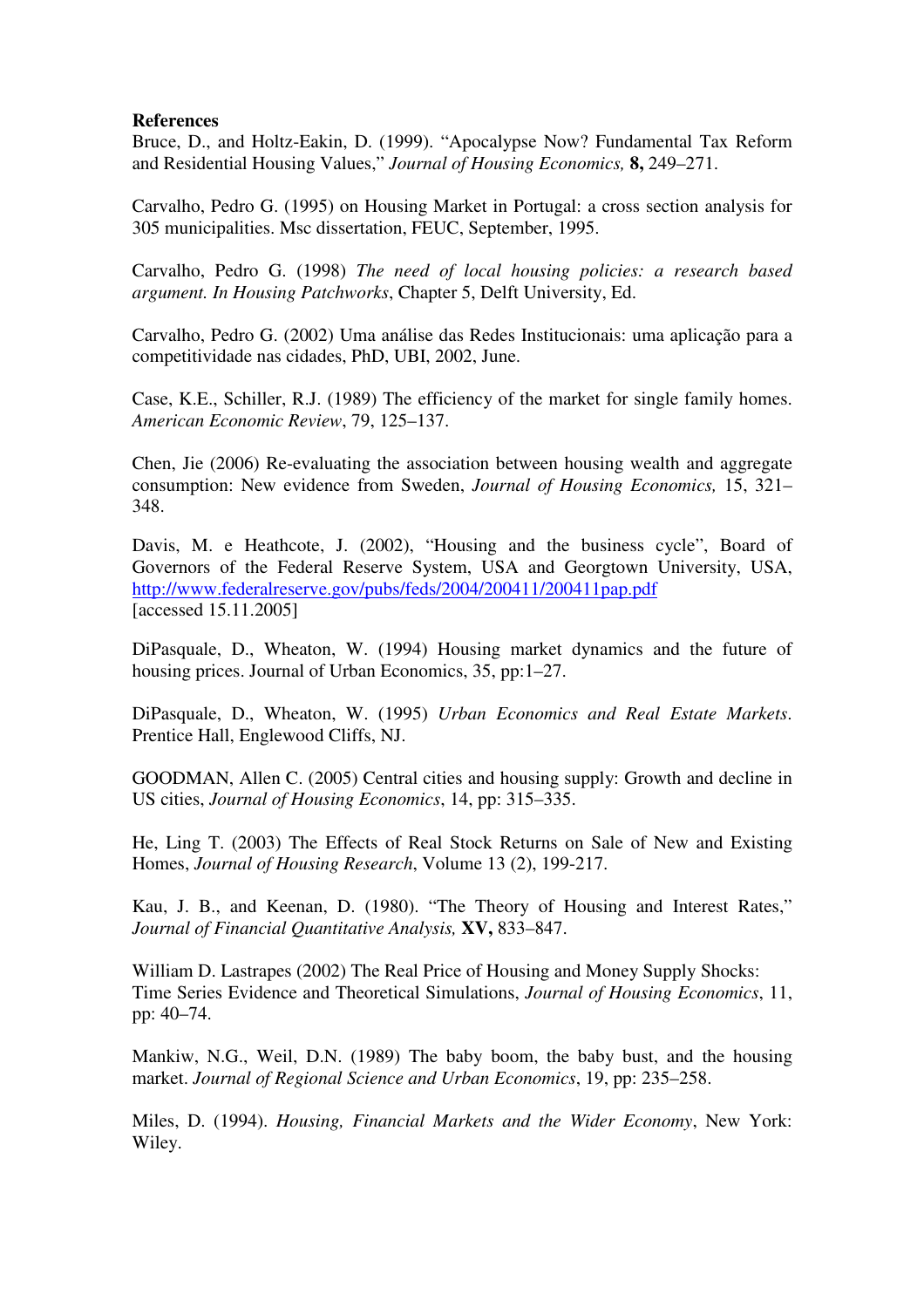**References**

Bruce, D., and Holtz-Eakin, D. (1999). "Apocalypse Now? Fundamental Tax Reform and Residential Housing Values," *Journal of Housing Economics,* **8,** 249–271.

Carvalho, Pedro G. (1995) on Housing Market in Portugal: a cross section analysis for 305 municipalities. Msc dissertation, FEUC, September, 1995.

Carvalho, Pedro G. (1998) *The need of local housing policies: a research based argument. In Housing Patchworks*, Chapter 5, Delft University, Ed.

Carvalho, Pedro G. (2002) Uma análise das Redes Institucionais: uma aplicação para a competitividade nas cidades, PhD, UBI, 2002, June.

Case, K.E., Schiller, R.J. (1989) The efficiency of the market for single family homes. *American Economic Review*, 79, 125–137.

Chen, Jie (2006) Re-evaluating the association between housing wealth and aggregate consumption: New evidence from Sweden, *Journal of Housing Economics,* 15, 321–348.

Davis, M. e Heathcote, J. (2002), "Housing and the business cycle", Board of Governors of the Federal Reserve System, USA and Georgtown University, USA, http://www.federalreserve.gov/pubs/feds/2004/200411/200411pap.pdf [accessed 15.11.2005]

DiPasquale, D., Wheaton, W. (1994) Housing market dynamics and the future of housing prices. Journal of Urban Economics, 35, pp:1–27.

DiPasquale, D., Wheaton, W. (1995) *Urban Economics and Real Estate Markets*. Prentice Hall, Englewood Cliffs, NJ.

GOODMAN, Allen C. (2005) Central cities and housing supply: Growth and decline in US cities, *Journal of Housing Economics*, 14, pp: 315–335.

He, Ling T. (2003) The Effects of Real Stock Returns on Sale of New and Existing Homes, *Journal of Housing Research*, Volume 13 (2), 199-217.

Kau, J. B., and Keenan, D. (1980). "The Theory of Housing and Interest Rates," *Journal of Financial Quantitative Analysis,* **XV,** 833–847.

William D. Lastrapes (2002) The Real Price of Housing and Money Supply Shocks: Time Series Evidence and Theoretical Simulations, *Journal of Housing Economics*, 11, pp: 40–74.

Mankiw, N.G., Weil, D.N. (1989) The baby boom, the baby bust, and the housing market. *Journal of Regional Science and Urban Economics*, 19, pp: 235–258.

Miles, D. (1994). *Housing, Financial Markets and the Wider Economy*, New York: Wiley.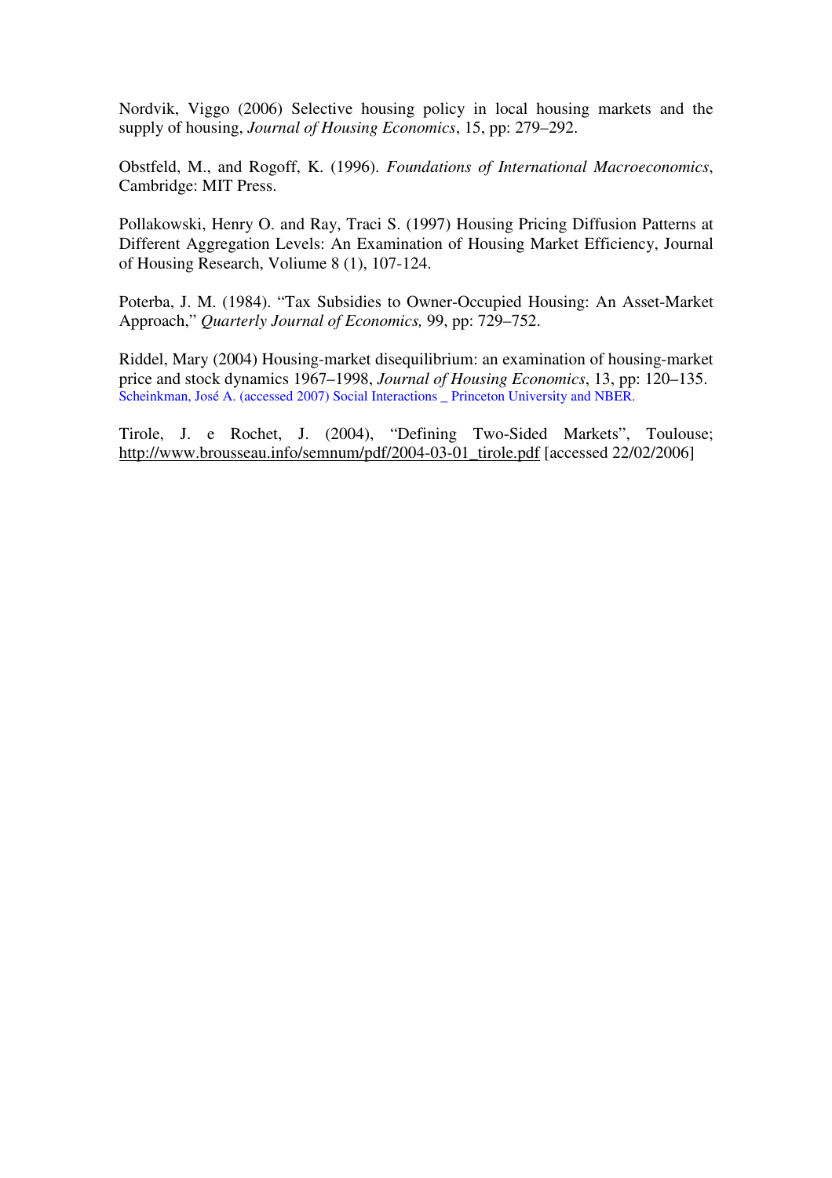Nordvik, Viggo (2006) Selective housing policy in local housing markets and the supply of housing, *Journal of Housing Economics*, 15, pp: 279–292.

Obstfeld, M., and Rogoff, K. (1996). *Foundations of International Macroeconomics*, Cambridge: MIT Press.

Pollakowski, Henry O. and Ray, Traci S. (1997) Housing Pricing Diffusion Patterns at Different Aggregation Levels: An Examination of Housing Market Efficiency, Journal of Housing Research, Voliume 8 (1), 107-124.

Poterba, J. M. (1984). "Tax Subsidies to Owner-Occupied Housing: An Asset-Market Approach," *Quarterly Journal of Economics,* 99, pp: 729–752.

Riddel, Mary (2004) Housing-market disequilibrium: an examination of housing-market price and stock dynamics 1967–1998, *Journal of Housing Economics*, 13, pp: 120–135.
Scheinkman, José A. (accessed 2007) Social Interactions _ Princeton University and NBER.

Tirole, J. e Rochet, J. (2004), "Defining Two-Sided Markets", Toulouse; http://www.brousseau.info/semnum/pdf/2004-03-01_tirole.pdf [accessed 22/02/2006]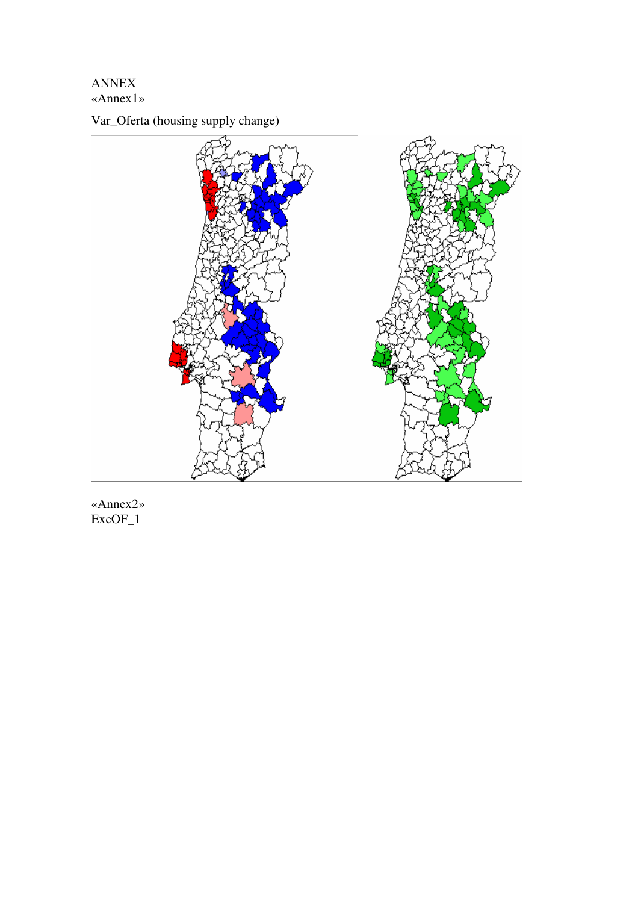ANNEX

«Annex1»

Var_Oferta (housing supply change)

«Annex2»

ExcOF_1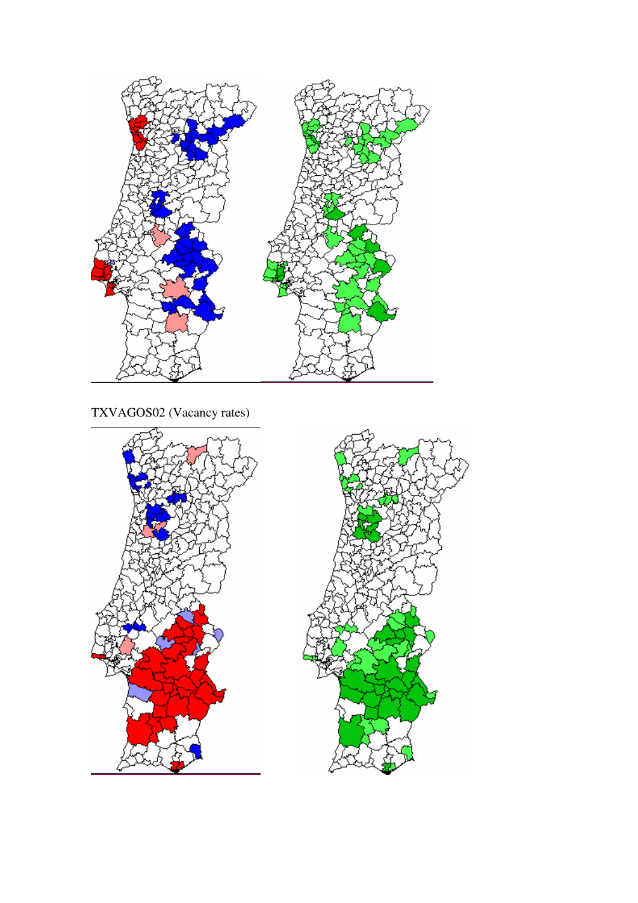TXVAGOS02 (Vacancy rates)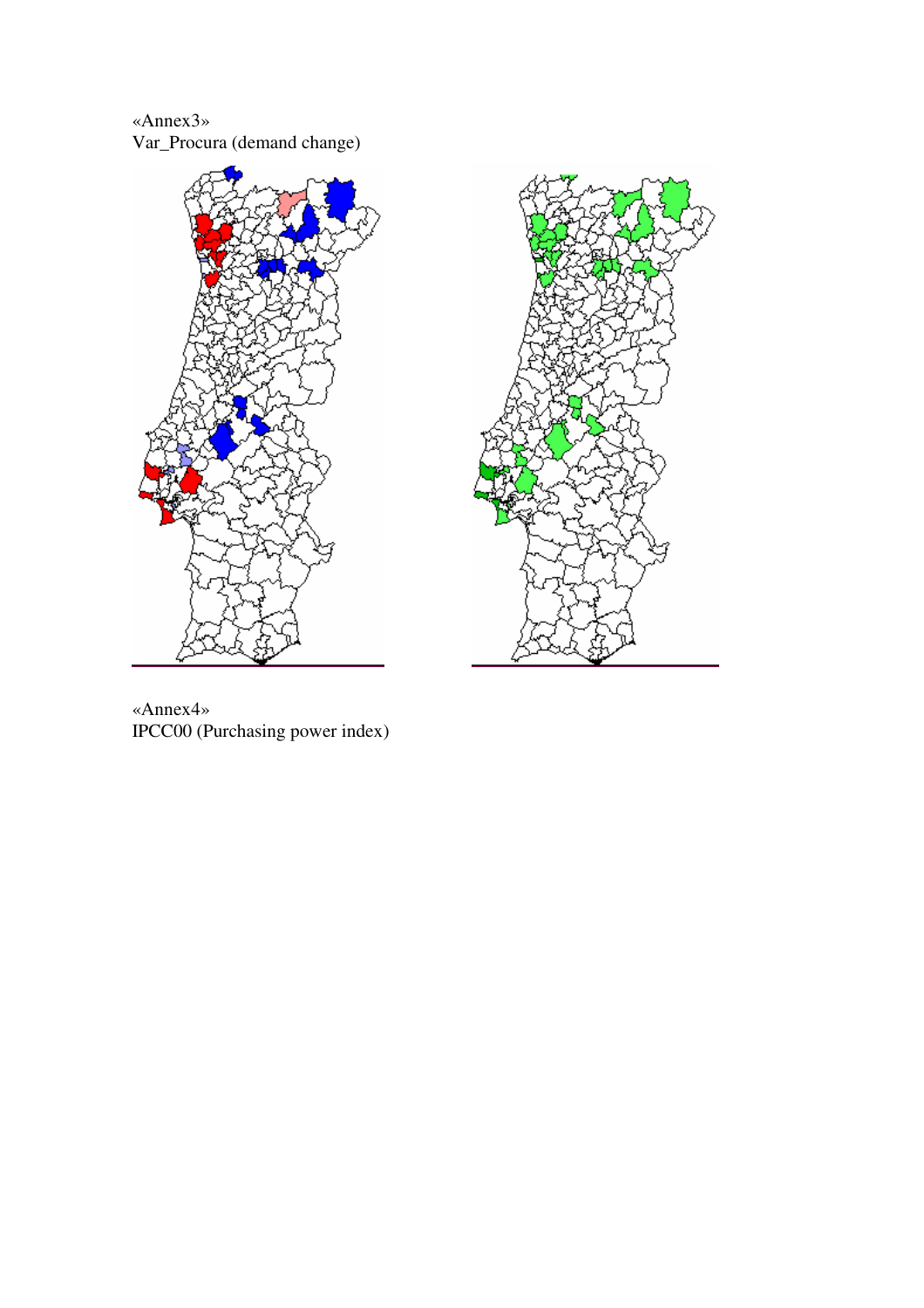«Annex3»
Var_Procura (demand change)

«Annex4»
IPCC00 (Purchasing power index)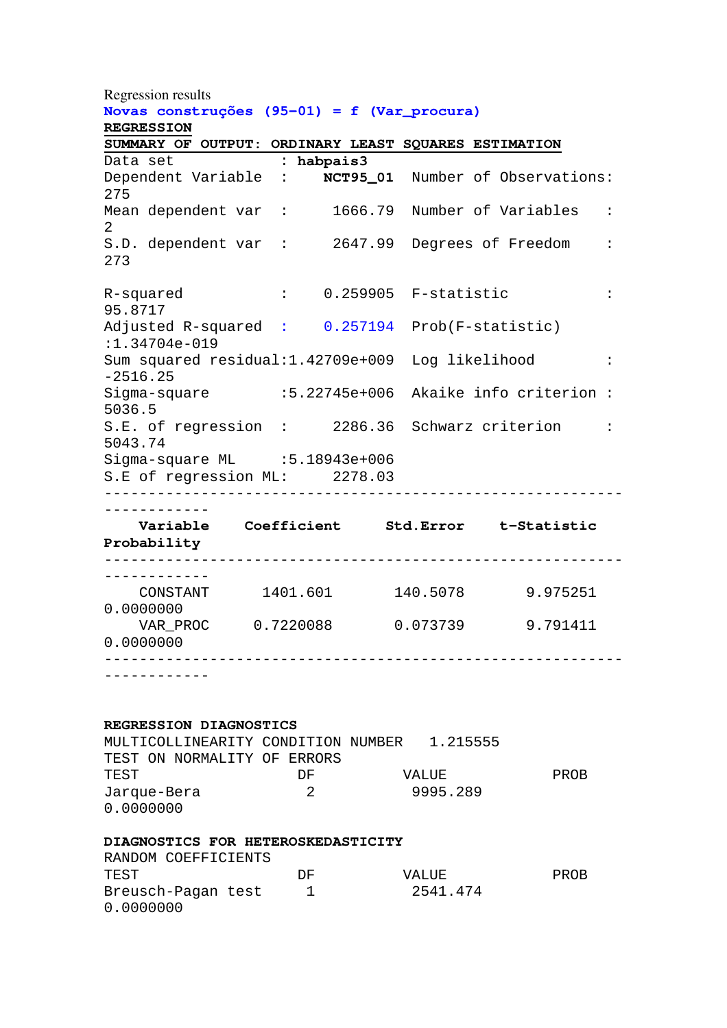Regression results

**Novas construções (95-01) = f (Var_procura)**

**REGRESSION**

**SUMMARY OF OUTPUT: ORDINARY LEAST SQUARES ESTIMATION**

```
Data set              : habpais3
Dependent Variable    :    NCT95_01  Number of Observations:
275
Mean dependent var    :     1666.79  Number of Variables    :
2
S.D. dependent var    :     2647.99  Degrees of Freedom     :
273

R-squared             :    0.259905  F-statistic            :
95.8717
Adjusted R-squared    :    0.257194  Prob(F-statistic)
:1.34704e-019
Sum squared residual:1.42709e+009   Log likelihood         :
-2516.25
Sigma-square          :5.22745e+006  Akaike info criterion :
5036.5
S.E. of regression    :     2286.36  Schwarz criterion      :
5043.74
Sigma-square ML       :5.18943e+006
S.E of regression ML:       2278.03
-----------------------------------------------------------
------------
    Variable    Coefficient     Std.Error    t-Statistic
Probability
-----------------------------------------------------------
------------
    CONSTANT      1401.601       140.5078       9.975251
0.0000000
    VAR_PROC     0.7220088       0.073739       9.791411
0.0000000
-----------------------------------------------------------
------------
```

**REGRESSION DIAGNOSTICS**

```
MULTICOLLINEARITY CONDITION NUMBER   1.215555
TEST ON NORMALITY OF ERRORS
TEST                  DF          VALUE           PROB
Jarque-Bera            2          9995.289
0.0000000
```

**DIAGNOSTICS FOR HETEROSKEDASTICITY**

```
RANDOM COEFFICIENTS
TEST                  DF          VALUE           PROB
Breusch-Pagan test     1          2541.474
0.0000000
```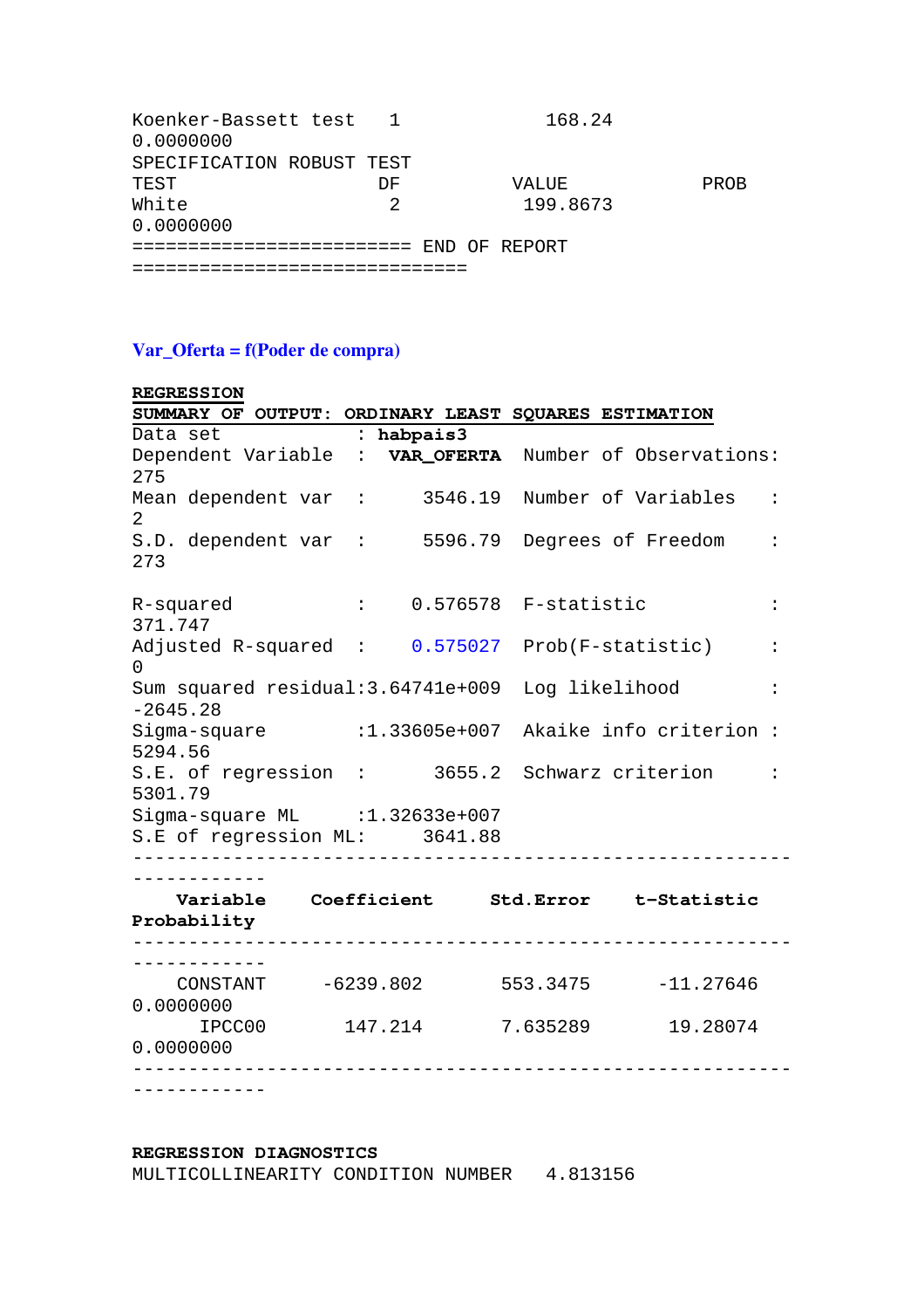```
Koenker-Bassett test   1            168.24
0.0000000
SPECIFICATION ROBUST TEST
TEST                  DF          VALUE          PROB
White                  2           199.8673
0.0000000
========================= END OF REPORT
==============================
```

### Var_Oferta = f(Poder de compra)

**REGRESSION**
**SUMMARY OF OUTPUT: ORDINARY LEAST SQUARES ESTIMATION**

```
Data set            : habpais3
Dependent Variable  :  VAR_OFERTA  Number of Observations:
275
Mean dependent var  :     3546.19  Number of Variables    :
2
S.D. dependent var  :     5596.79  Degrees of Freedom     :
273

R-squared           :    0.576578  F-statistic            :
371.747
Adjusted R-squared  :    0.575027  Prob(F-statistic)      :
0
Sum squared residual:3.64741e+009  Log likelihood         :
-2645.28
Sigma-square        :1.33605e+007  Akaike info criterion :
5294.56
S.E. of regression  :      3655.2  Schwarz criterion      :
5301.79
Sigma-square ML     :1.32633e+007
S.E of regression ML:     3641.88
-----------------------------------------------------------
------------
    Variable    Coefficient     Std.Error    t-Statistic
Probability
-----------------------------------------------------------
------------
    CONSTANT     -6239.802       553.3475      -11.27646
0.0000000
      IPCC00       147.214       7.635289       19.28074
0.0000000
-----------------------------------------------------------
------------
```

**REGRESSION DIAGNOSTICS**

```
MULTICOLLINEARITY CONDITION NUMBER   4.813156
```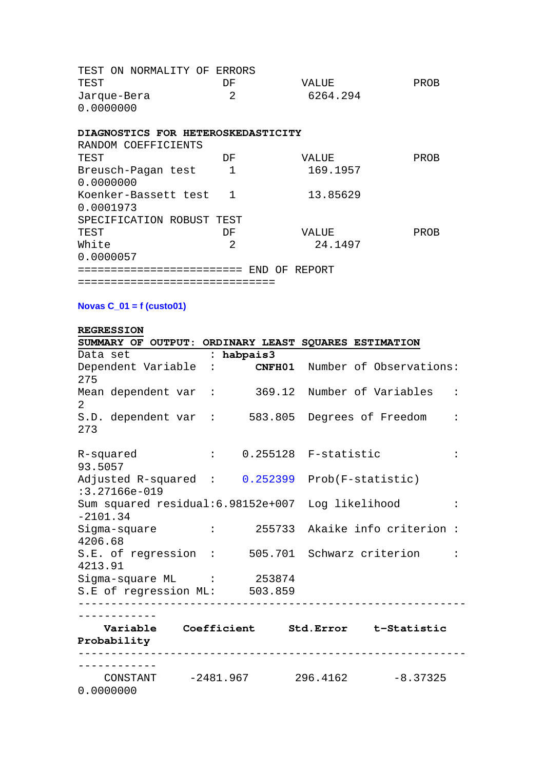TEST ON NORMALITY OF ERRORS

| TEST | DF | VALUE | PROB |
|---|---|---|---|
| Jarque-Bera | 2 | 6264.294 | 0.0000000 |

**DIAGNOSTICS FOR HETEROSKEDASTICITY**

RANDOM COEFFICIENTS

| TEST | DF | VALUE | PROB |
|---|---|---|---|
| Breusch-Pagan test | 1 | 169.1957 | 0.0000000 |
| Koenker-Bassett test | 1 | 13.85629 | 0.0001973 |

SPECIFICATION ROBUST TEST

| TEST | DF | VALUE | PROB |
|---|---|---|---|
| White | 2 | 24.1497 | 0.0000057 |

======================== END OF REPORT ==============================

**Novas C_01 = f (custo01)**

**REGRESSION**

**SUMMARY OF OUTPUT: ORDINARY LEAST SQUARES ESTIMATION**

```
Data set             : habpais3
Dependent Variable   :      CNFH01  Number of Observations: 275
Mean dependent var   :      369.12  Number of Variables   : 2
S.D. dependent var   :     583.805  Degrees of Freedom    : 273

R-squared            :    0.255128  F-statistic           : 93.5057
Adjusted R-squared   :    0.252399  Prob(F-statistic)     :3.27166e-019
Sum squared residual:6.98152e+007   Log likelihood        : -2101.34
Sigma-square         :      255733  Akaike info criterion : 4206.68
S.E. of regression   :     505.701  Schwarz criterion     : 4213.91
Sigma-square ML      :      253874
S.E of regression ML:      503.859
```

| Variable | Coefficient | Std.Error | t-Statistic | Probability |
|---|---|---|---|---|
| CONSTANT | -2481.967 | 296.4162 | -8.37325 | 0.0000000 |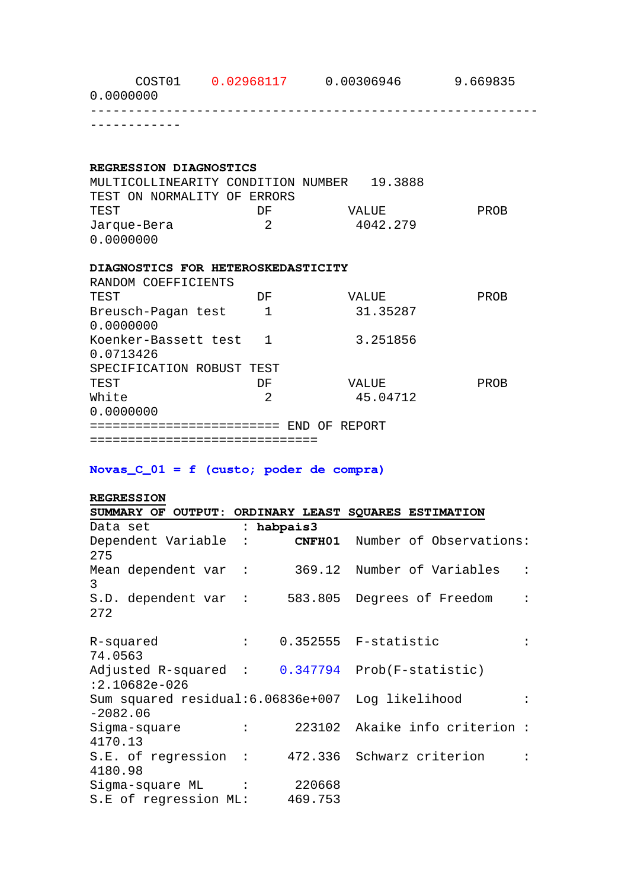```
     COST01    0.02968117     0.00306946       9.669835
0.0000000
-----------------------------------------------------------
------------
```

**REGRESSION DIAGNOSTICS**

```
MULTICOLLINEARITY CONDITION NUMBER   19.3888
TEST ON NORMALITY OF ERRORS
TEST                    DF           VALUE            PROB
Jarque-Bera              2            4042.279
0.0000000
```

**DIAGNOSTICS FOR HETEROSKEDASTICITY**

```
RANDOM COEFFICIENTS
TEST                    DF           VALUE            PROB
Breusch-Pagan test       1            31.35287
0.0000000
Koenker-Bassett test     1            3.251856
0.0713426
SPECIFICATION ROBUST TEST
TEST                    DF           VALUE            PROB
White                    2            45.04712
0.0000000
========================= END OF REPORT
==============================
```

**Novas_C_01 = f (custo; poder de compra)**

**REGRESSION**

**SUMMARY OF OUTPUT: ORDINARY LEAST SQUARES ESTIMATION**

```
Data set              : habpais3
Dependent Variable    :      CNFH01  Number of Observations:
275
Mean dependent var    :      369.12  Number of Variables    :
3
S.D. dependent var    :     583.805  Degrees of Freedom     :
272

R-squared             :    0.352555  F-statistic            :
74.0563
Adjusted R-squared    :    0.347794  Prob(F-statistic)
:2.10682e-026
Sum squared residual:6.06836e+007  Log likelihood           :
-2082.06
Sigma-square          :      223102  Akaike info criterion :
4170.13
S.E. of regression    :     472.336  Schwarz criterion      :
4180.98
Sigma-square ML       :      220668
S.E of regression ML:       469.753
```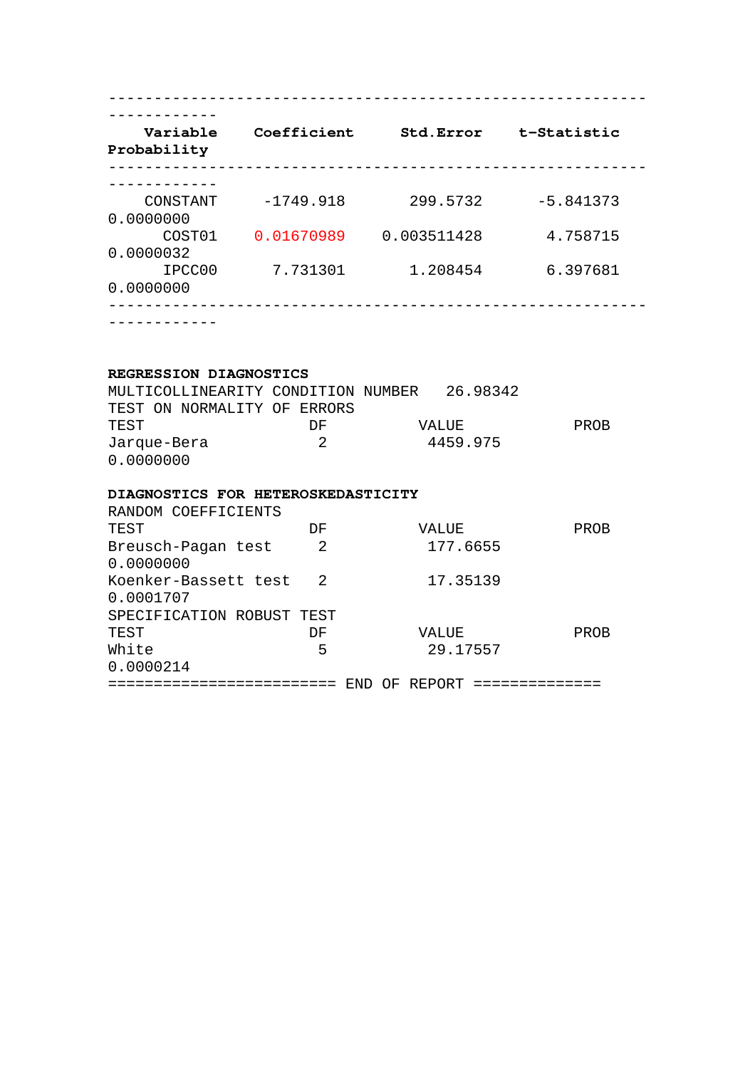| Variable | Coefficient | Std.Error | t-Statistic | Probability |
| --- | --- | --- | --- | --- |
| CONSTANT | -1749.918 | 299.5732 | -5.841373 | 0.0000000 |
| COST01 | 0.01670989 | 0.003511428 | 4.758715 | 0.0000032 |
| IPCC00 | 7.731301 | 1.208454 | 6.397681 | 0.0000000 |

**REGRESSION DIAGNOSTICS**

MULTICOLLINEARITY CONDITION NUMBER 26.98342

TEST ON NORMALITY OF ERRORS

| TEST | DF | VALUE | PROB |
| --- | --- | --- | --- |
| Jarque-Bera | 2 | 4459.975 | 0.0000000 |

**DIAGNOSTICS FOR HETEROSKEDASTICITY**

RANDOM COEFFICIENTS

| TEST | DF | VALUE | PROB |
| --- | --- | --- | --- |
| Breusch-Pagan test | 2 | 177.6655 | 0.0000000 |
| Koenker-Bassett test | 2 | 17.35139 | 0.0001707 |

SPECIFICATION ROBUST TEST

| TEST | DF | VALUE | PROB |
| --- | --- | --- | --- |
| White | 5 | 29.17557 | 0.0000214 |

======================== END OF REPORT ==============